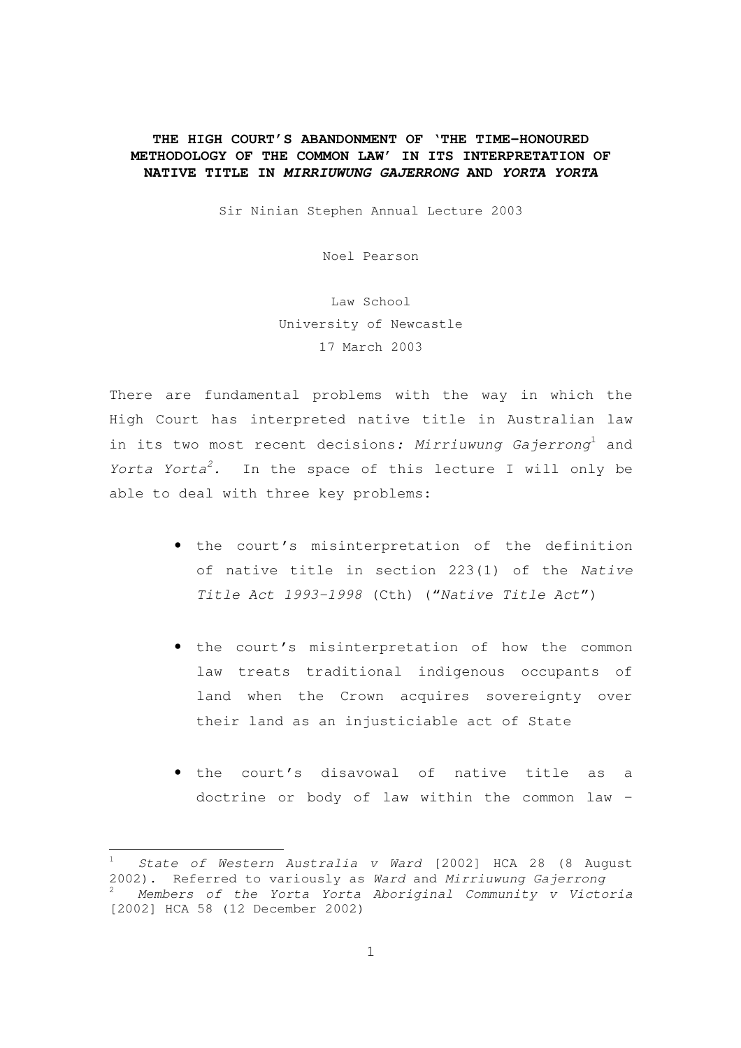# THE HIGH COURT'S ABANDONMENT OF 'THE TIME-HONOURED METHODOLOGY OF THE COMMON LAW' IN ITS INTERPRETATION OF NATIVE TITLE IN *MIRRIUWUNG GAJERRONG* AND *YORTA YORTA*

Sir Ninian Stephen Annual Lecture 2003

Noel Pearson

Law School
University of Newcastle
17 March 2003

There are fundamental problems with the way in which the High Court has interpreted native title in Australian law in its two most recent decisions*: Mirriuwung Gajerrong*[1] and *Yorta Yorta*[2]*.* In the space of this lecture I will only be able to deal with three key problems:

- the court's misinterpretation of the definition of native title in section 223(1) of the *Native Title Act 1993-1998* (Cth) ("*Native Title Act*")
- the court's misinterpretation of how the common law treats traditional indigenous occupants of land when the Crown acquires sovereignty over their land as an injusticiable act of State
- the court's disavowal of native title as a doctrine or body of law within the common law –

---

[1] *State of Western Australia v Ward* [2002] HCA 28 (8 August 2002). Referred to variously as *Ward* and *Mirriuwung Gajerrong*

[2] *Members of the Yorta Yorta Aboriginal Community v Victoria* [2002] HCA 58 (12 December 2002)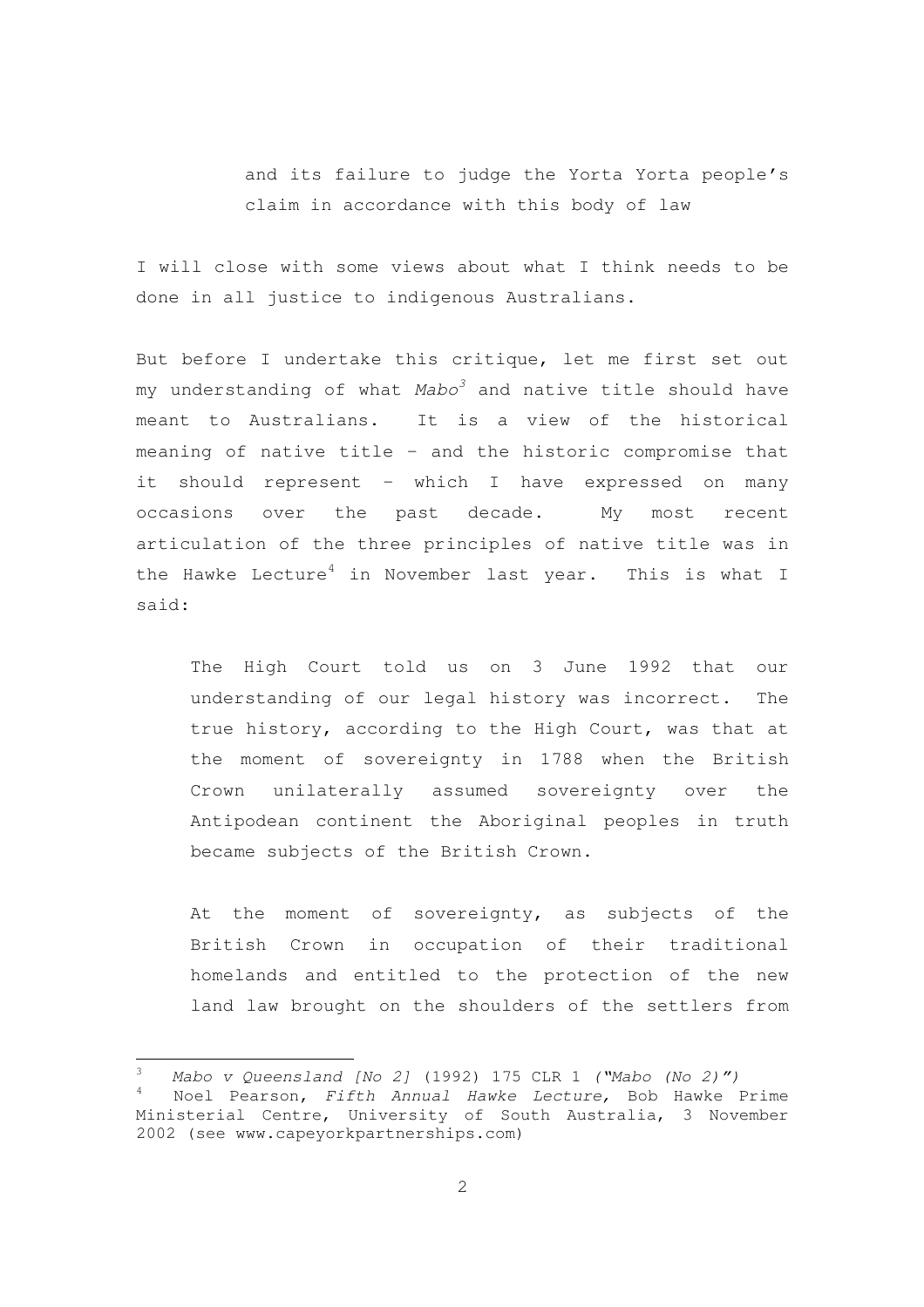and its failure to judge the Yorta Yorta people's claim in accordance with this body of law

I will close with some views about what I think needs to be done in all justice to indigenous Australians.

But before I undertake this critique, let me first set out my understanding of what *Mabo*[3] and native title should have meant to Australians. It is a view of the historical meaning of native title – and the historic compromise that it should represent – which I have expressed on many occasions over the past decade. My most recent articulation of the three principles of native title was in the Hawke Lecture[4] in November last year. This is what I said:

> The High Court told us on 3 June 1992 that our understanding of our legal history was incorrect. The true history, according to the High Court, was that at the moment of sovereignty in 1788 when the British Crown unilaterally assumed sovereignty over the Antipodean continent the Aboriginal peoples in truth became subjects of the British Crown.
>
> At the moment of sovereignty, as subjects of the British Crown in occupation of their traditional homelands and entitled to the protection of the new land law brought on the shoulders of the settlers from

---

[3] *Mabo v Queensland [No 2]* (1992) 175 CLR 1 *("Mabo (No 2)")*

[4] Noel Pearson, *Fifth Annual Hawke Lecture,* Bob Hawke Prime Ministerial Centre, University of South Australia, 3 November 2002 (see www.capeyorkpartnerships.com)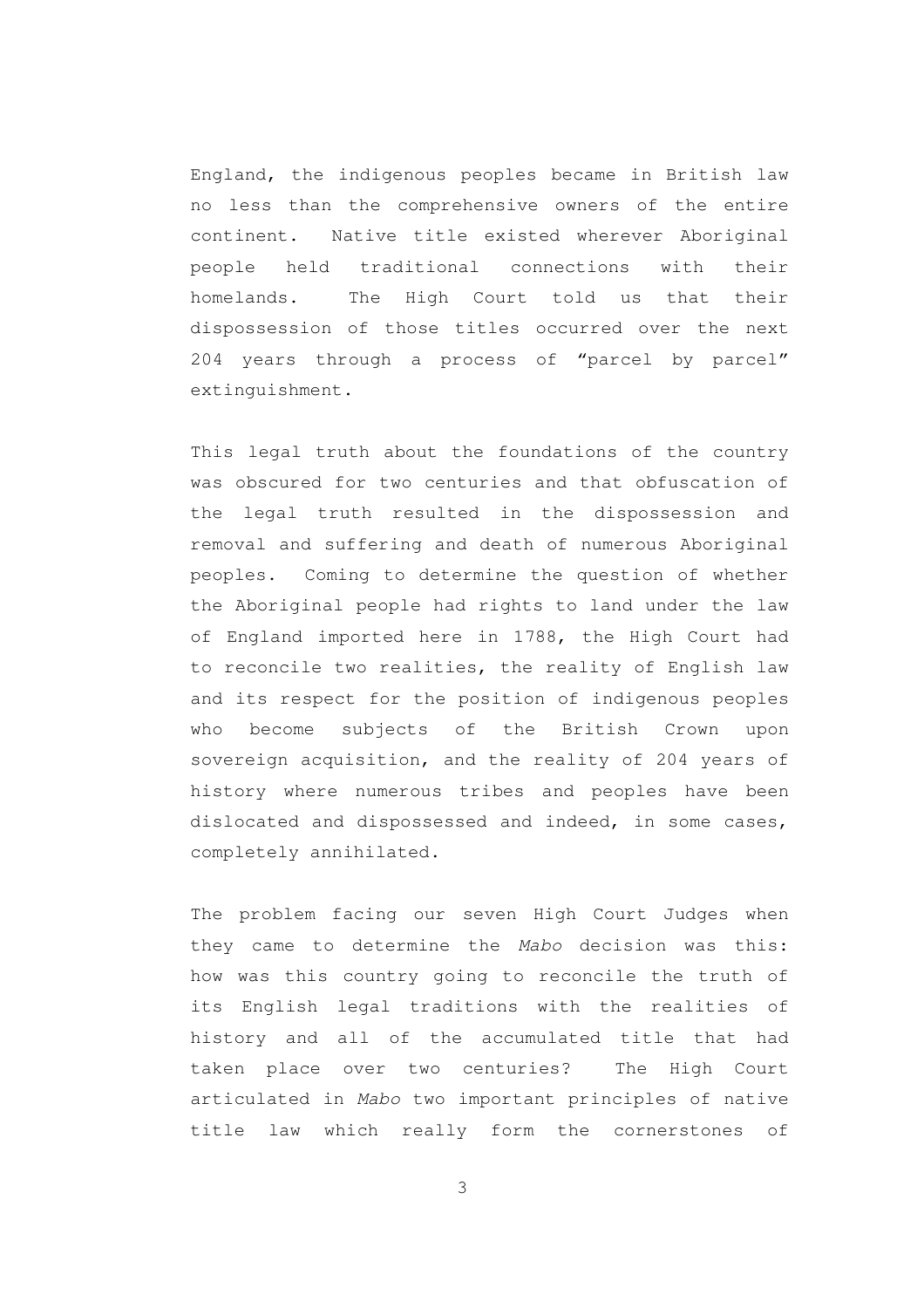England, the indigenous peoples became in British law no less than the comprehensive owners of the entire continent. Native title existed wherever Aboriginal people held traditional connections with their homelands. The High Court told us that their dispossession of those titles occurred over the next 204 years through a process of "parcel by parcel" extinguishment.

This legal truth about the foundations of the country was obscured for two centuries and that obfuscation of the legal truth resulted in the dispossession and removal and suffering and death of numerous Aboriginal peoples. Coming to determine the question of whether the Aboriginal people had rights to land under the law of England imported here in 1788, the High Court had to reconcile two realities, the reality of English law and its respect for the position of indigenous peoples who become subjects of the British Crown upon sovereign acquisition, and the reality of 204 years of history where numerous tribes and peoples have been dislocated and dispossessed and indeed, in some cases, completely annihilated.

The problem facing our seven High Court Judges when they came to determine the *Mabo* decision was this: how was this country going to reconcile the truth of its English legal traditions with the realities of history and all of the accumulated title that had taken place over two centuries? The High Court articulated in *Mabo* two important principles of native title law which really form the cornerstones of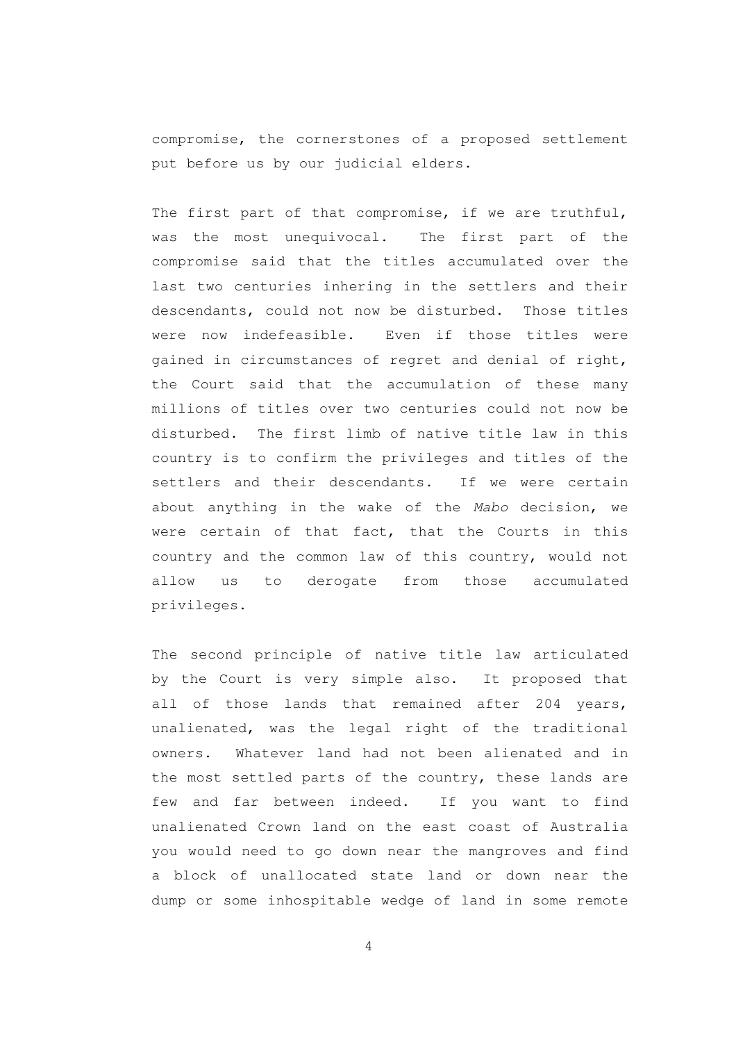compromise, the cornerstones of a proposed settlement put before us by our judicial elders.

The first part of that compromise, if we are truthful, was the most unequivocal. The first part of the compromise said that the titles accumulated over the last two centuries inhering in the settlers and their descendants, could not now be disturbed. Those titles were now indefeasible. Even if those titles were gained in circumstances of regret and denial of right, the Court said that the accumulation of these many millions of titles over two centuries could not now be disturbed. The first limb of native title law in this country is to confirm the privileges and titles of the settlers and their descendants. If we were certain about anything in the wake of the *Mabo* decision, we were certain of that fact, that the Courts in this country and the common law of this country, would not allow us to derogate from those accumulated privileges.

The second principle of native title law articulated by the Court is very simple also. It proposed that all of those lands that remained after 204 years, unalienated, was the legal right of the traditional owners. Whatever land had not been alienated and in the most settled parts of the country, these lands are few and far between indeed. If you want to find unalienated Crown land on the east coast of Australia you would need to go down near the mangroves and find a block of unallocated state land or down near the dump or some inhospitable wedge of land in some remote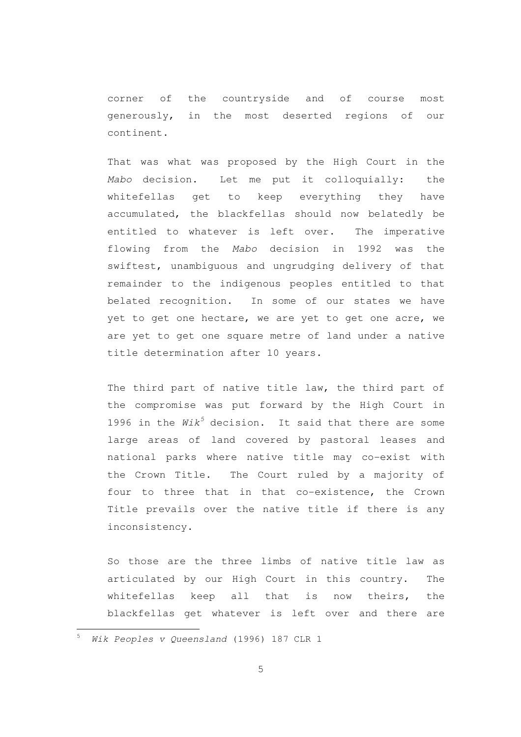corner of the countryside and of course most generously, in the most deserted regions of our continent.

That was what was proposed by the High Court in the *Mabo* decision. Let me put it colloquially: the whitefellas get to keep everything they have accumulated, the blackfellas should now belatedly be entitled to whatever is left over. The imperative flowing from the *Mabo* decision in 1992 was the swiftest, unambiguous and ungrudging delivery of that remainder to the indigenous peoples entitled to that belated recognition. In some of our states we have yet to get one hectare, we are yet to get one acre, we are yet to get one square metre of land under a native title determination after 10 years.

The third part of native title law, the third part of the compromise was put forward by the High Court in 1996 in the *Wik*[5] decision. It said that there are some large areas of land covered by pastoral leases and national parks where native title may co-exist with the Crown Title. The Court ruled by a majority of four to three that in that co-existence, the Crown Title prevails over the native title if there is any inconsistency.

So those are the three limbs of native title law as articulated by our High Court in this country. The whitefellas keep all that is now theirs, the blackfellas get whatever is left over and there are

---

[5] *Wik Peoples v Queensland* (1996) 187 CLR 1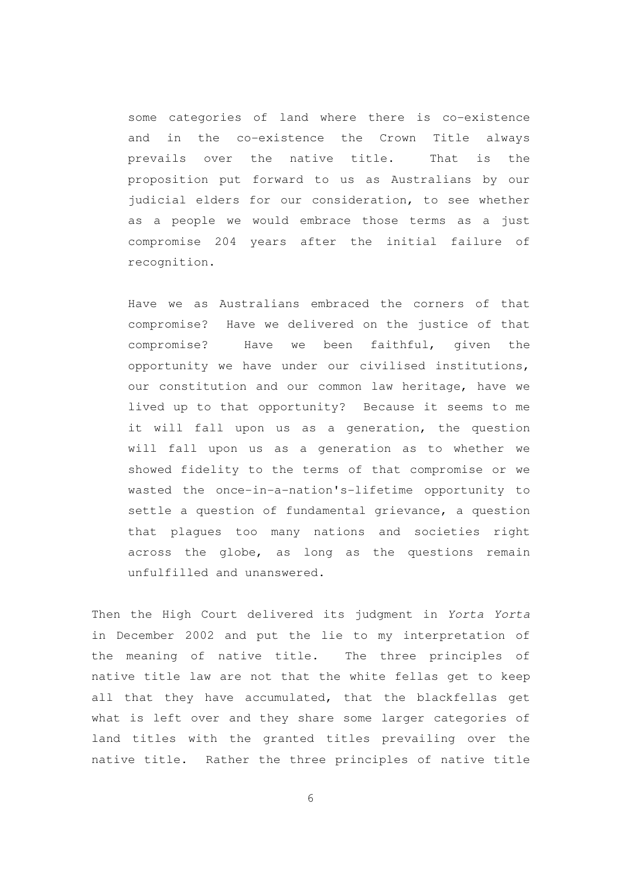> some categories of land where there is co-existence and in the co-existence the Crown Title always prevails over the native title. That is the proposition put forward to us as Australians by our judicial elders for our consideration, to see whether as a people we would embrace those terms as a just compromise 204 years after the initial failure of recognition.
>
> Have we as Australians embraced the corners of that compromise? Have we delivered on the justice of that compromise? Have we been faithful, given the opportunity we have under our civilised institutions, our constitution and our common law heritage, have we lived up to that opportunity? Because it seems to me it will fall upon us as a generation, the question will fall upon us as a generation as to whether we showed fidelity to the terms of that compromise or we wasted the once-in-a-nation's-lifetime opportunity to settle a question of fundamental grievance, a question that plagues too many nations and societies right across the globe, as long as the questions remain unfulfilled and unanswered.

Then the High Court delivered its judgment in *Yorta Yorta* in December 2002 and put the lie to my interpretation of the meaning of native title. The three principles of native title law are not that the white fellas get to keep all that they have accumulated, that the blackfellas get what is left over and they share some larger categories of land titles with the granted titles prevailing over the native title. Rather the three principles of native title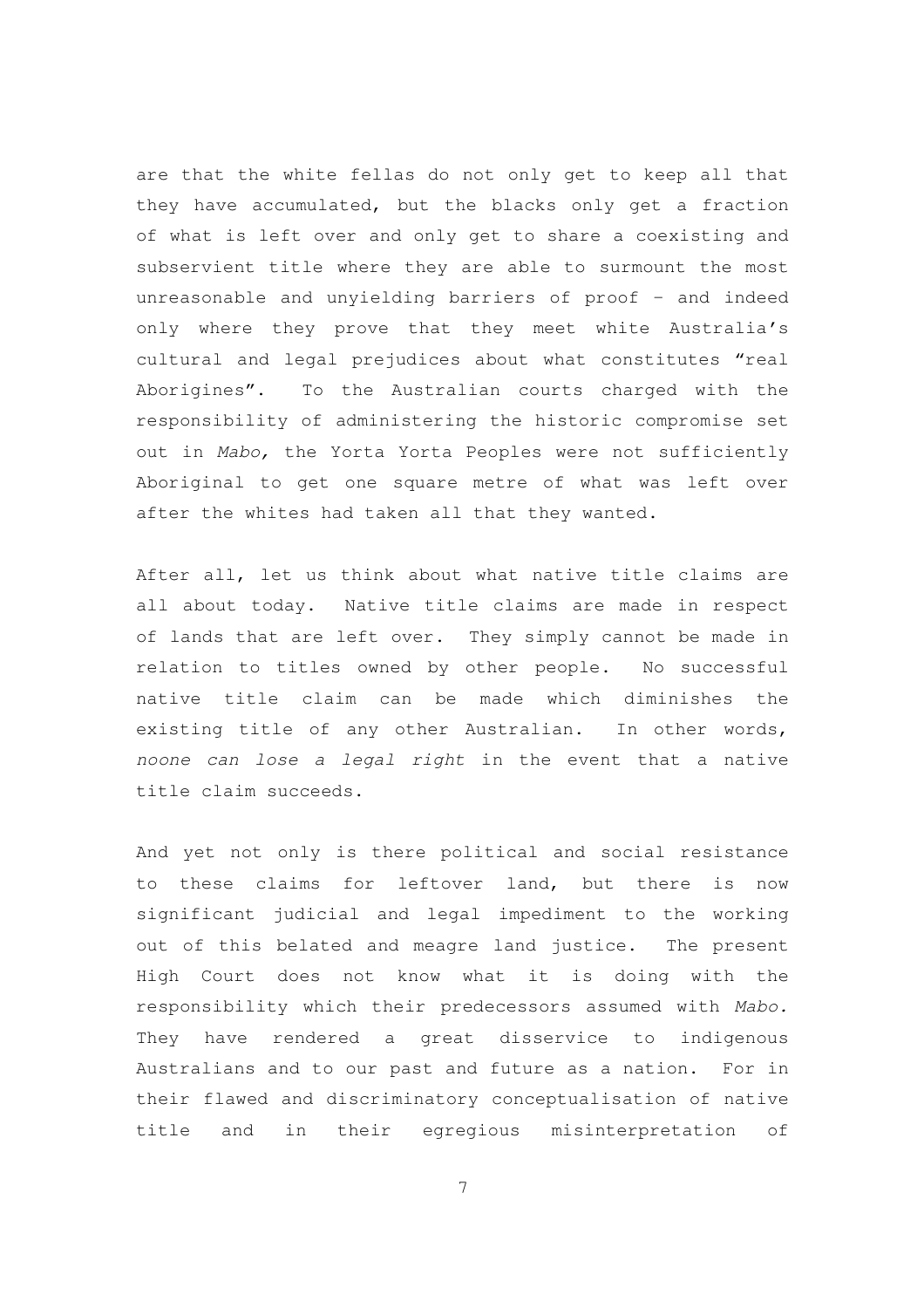are that the white fellas do not only get to keep all that they have accumulated, but the blacks only get a fraction of what is left over and only get to share a coexisting and subservient title where they are able to surmount the most unreasonable and unyielding barriers of proof – and indeed only where they prove that they meet white Australia's cultural and legal prejudices about what constitutes "real Aborigines". To the Australian courts charged with the responsibility of administering the historic compromise set out in *Mabo,* the Yorta Yorta Peoples were not sufficiently Aboriginal to get one square metre of what was left over after the whites had taken all that they wanted.

After all, let us think about what native title claims are all about today. Native title claims are made in respect of lands that are left over. They simply cannot be made in relation to titles owned by other people. No successful native title claim can be made which diminishes the existing title of any other Australian. In other words, *noone can lose a legal right* in the event that a native title claim succeeds.

And yet not only is there political and social resistance to these claims for leftover land, but there is now significant judicial and legal impediment to the working out of this belated and meagre land justice. The present High Court does not know what it is doing with the responsibility which their predecessors assumed with *Mabo.* They have rendered a great disservice to indigenous Australians and to our past and future as a nation. For in their flawed and discriminatory conceptualisation of native title and in their egregious misinterpretation of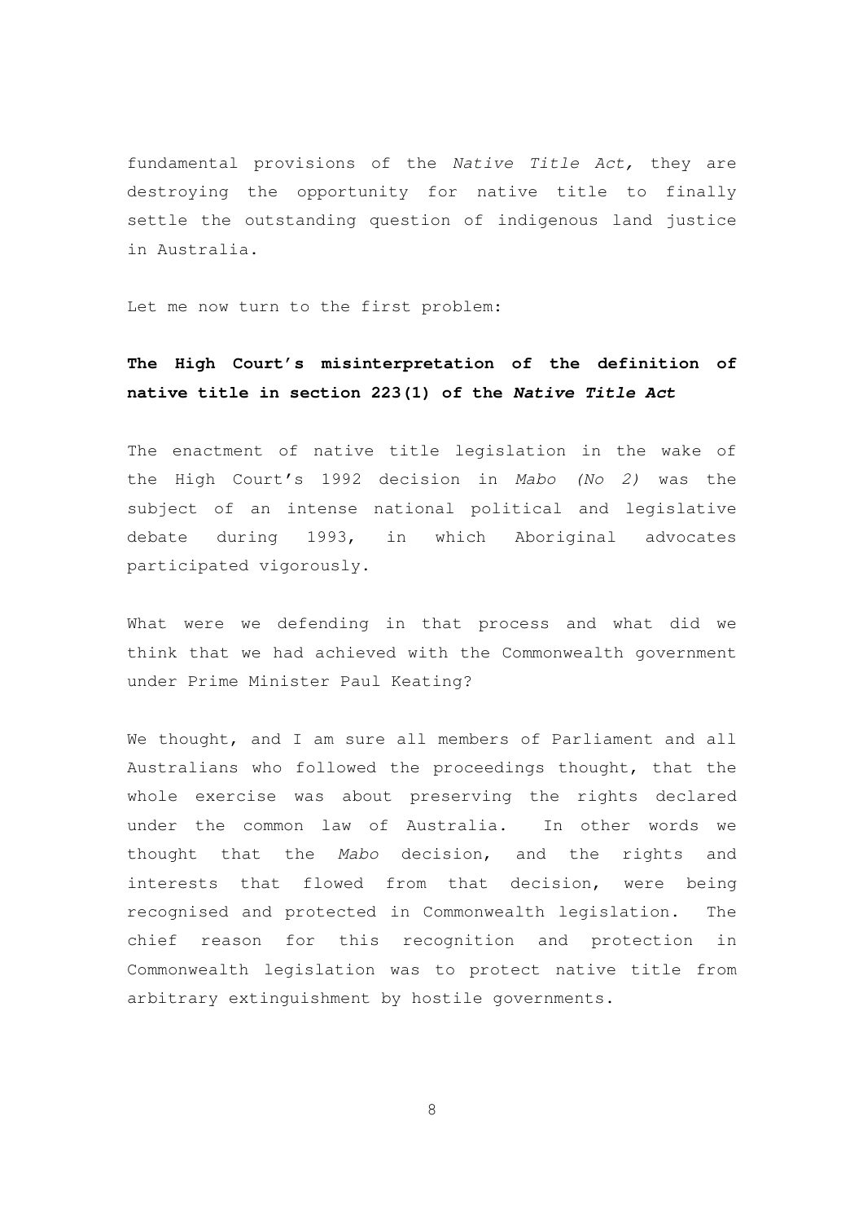fundamental provisions of the *Native Title Act,* they are destroying the opportunity for native title to finally settle the outstanding question of indigenous land justice in Australia.

Let me now turn to the first problem:

**The High Court's misinterpretation of the definition of native title in section 223(1) of the *Native Title Act***

The enactment of native title legislation in the wake of the High Court's 1992 decision in *Mabo (No 2)* was the subject of an intense national political and legislative debate during 1993, in which Aboriginal advocates participated vigorously.

What were we defending in that process and what did we think that we had achieved with the Commonwealth government under Prime Minister Paul Keating?

We thought, and I am sure all members of Parliament and all Australians who followed the proceedings thought, that the whole exercise was about preserving the rights declared under the common law of Australia. In other words we thought that the *Mabo* decision, and the rights and interests that flowed from that decision, were being recognised and protected in Commonwealth legislation. The chief reason for this recognition and protection in Commonwealth legislation was to protect native title from arbitrary extinguishment by hostile governments.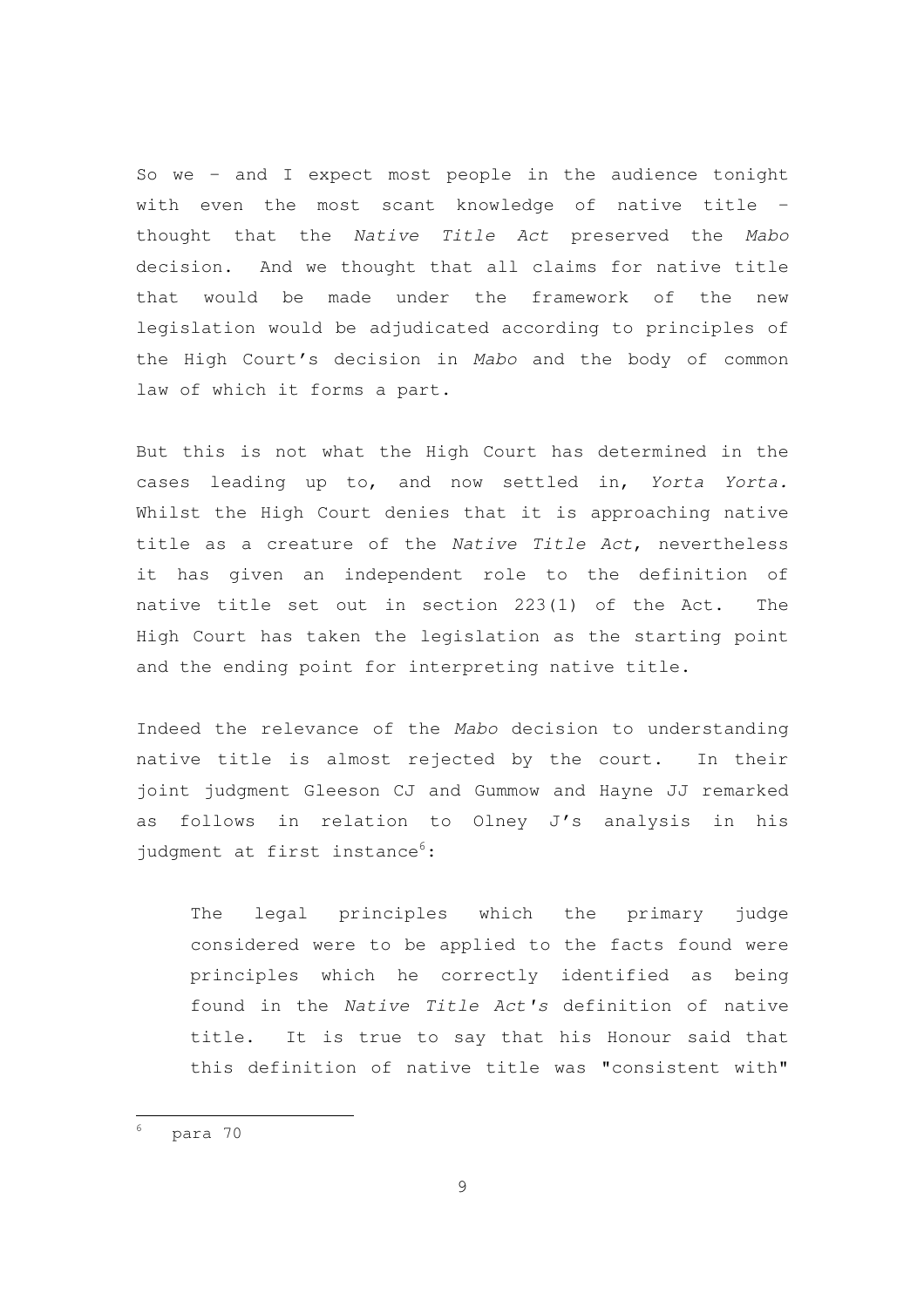So we – and I expect most people in the audience tonight with even the most scant knowledge of native title – thought that the *Native Title Act* preserved the *Mabo* decision. And we thought that all claims for native title that would be made under the framework of the new legislation would be adjudicated according to principles of the High Court's decision in *Mabo* and the body of common law of which it forms a part.

But this is not what the High Court has determined in the cases leading up to, and now settled in, *Yorta Yorta.* Whilst the High Court denies that it is approaching native title as a creature of the *Native Title Act*, nevertheless it has given an independent role to the definition of native title set out in section 223(1) of the Act. The High Court has taken the legislation as the starting point and the ending point for interpreting native title.

Indeed the relevance of the *Mabo* decision to understanding native title is almost rejected by the court. In their joint judgment Gleeson CJ and Gummow and Hayne JJ remarked as follows in relation to Olney J's analysis in his judgment at first instance[6]:

> The legal principles which the primary judge considered were to be applied to the facts found were principles which he correctly identified as being found in the *Native Title Act's* definition of native title. It is true to say that his Honour said that this definition of native title was "consistent with"

[6] para 70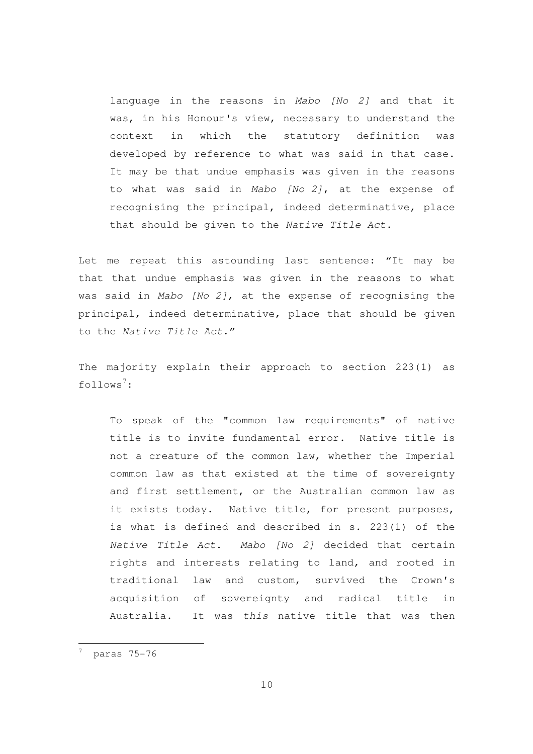> language in the reasons in *Mabo [No 2]* and that it was, in his Honour's view, necessary to understand the context in which the statutory definition was developed by reference to what was said in that case. It may be that undue emphasis was given in the reasons to what was said in *Mabo [No 2]*, at the expense of recognising the principal, indeed determinative, place that should be given to the *Native Title Act*.

Let me repeat this astounding last sentence: "It may be that that undue emphasis was given in the reasons to what was said in *Mabo [No 2]*, at the expense of recognising the principal, indeed determinative, place that should be given to the *Native Title Act*."

The majority explain their approach to section 223(1) as follows[7]:

> To speak of the "common law requirements" of native title is to invite fundamental error. Native title is not a creature of the common law, whether the Imperial common law as that existed at the time of sovereignty and first settlement, or the Australian common law as it exists today. Native title, for present purposes, is what is defined and described in s. 223(1) of the *Native Title Act*. *Mabo [No 2]* decided that certain rights and interests relating to land, and rooted in traditional law and custom, survived the Crown's acquisition of sovereignty and radical title in Australia. It was *this* native title that was then

[7] paras 75-76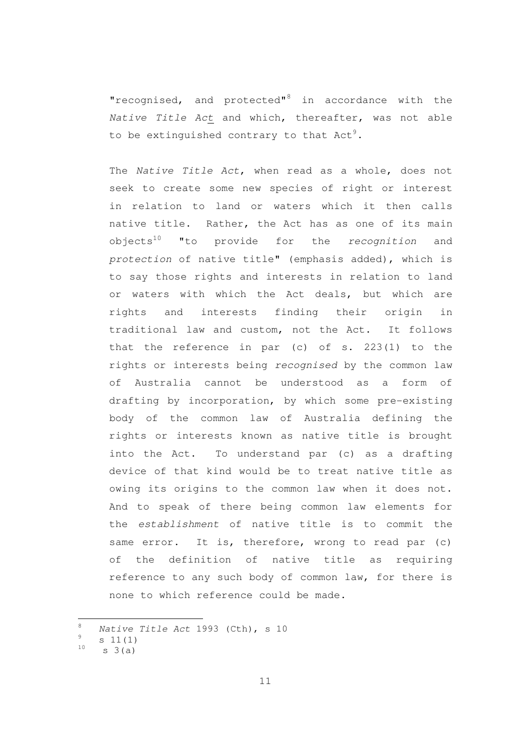"recognised, and protected"[8] in accordance with the *Native Title Act* and which, thereafter, was not able to be extinguished contrary to that Act[9].

The *Native Title Act*, when read as a whole, does not seek to create some new species of right or interest in relation to land or waters which it then calls native title. Rather, the Act has as one of its main objects[10] "to provide for the *recognition* and *protection* of native title" (emphasis added), which is to say those rights and interests in relation to land or waters with which the Act deals, but which are rights and interests finding their origin in traditional law and custom, not the Act. It follows that the reference in par (c) of s. 223(1) to the rights or interests being *recognised* by the common law of Australia cannot be understood as a form of drafting by incorporation, by which some pre-existing body of the common law of Australia defining the rights or interests known as native title is brought into the Act. To understand par (c) as a drafting device of that kind would be to treat native title as owing its origins to the common law when it does not. And to speak of there being common law elements for the *establishment* of native title is to commit the same error. It is, therefore, wrong to read par (c) of the definition of native title as requiring reference to any such body of common law, for there is none to which reference could be made.

---

[8] *Native Title Act* 1993 (Cth), s 10

[9] s 11(1)

[10] s 3(a)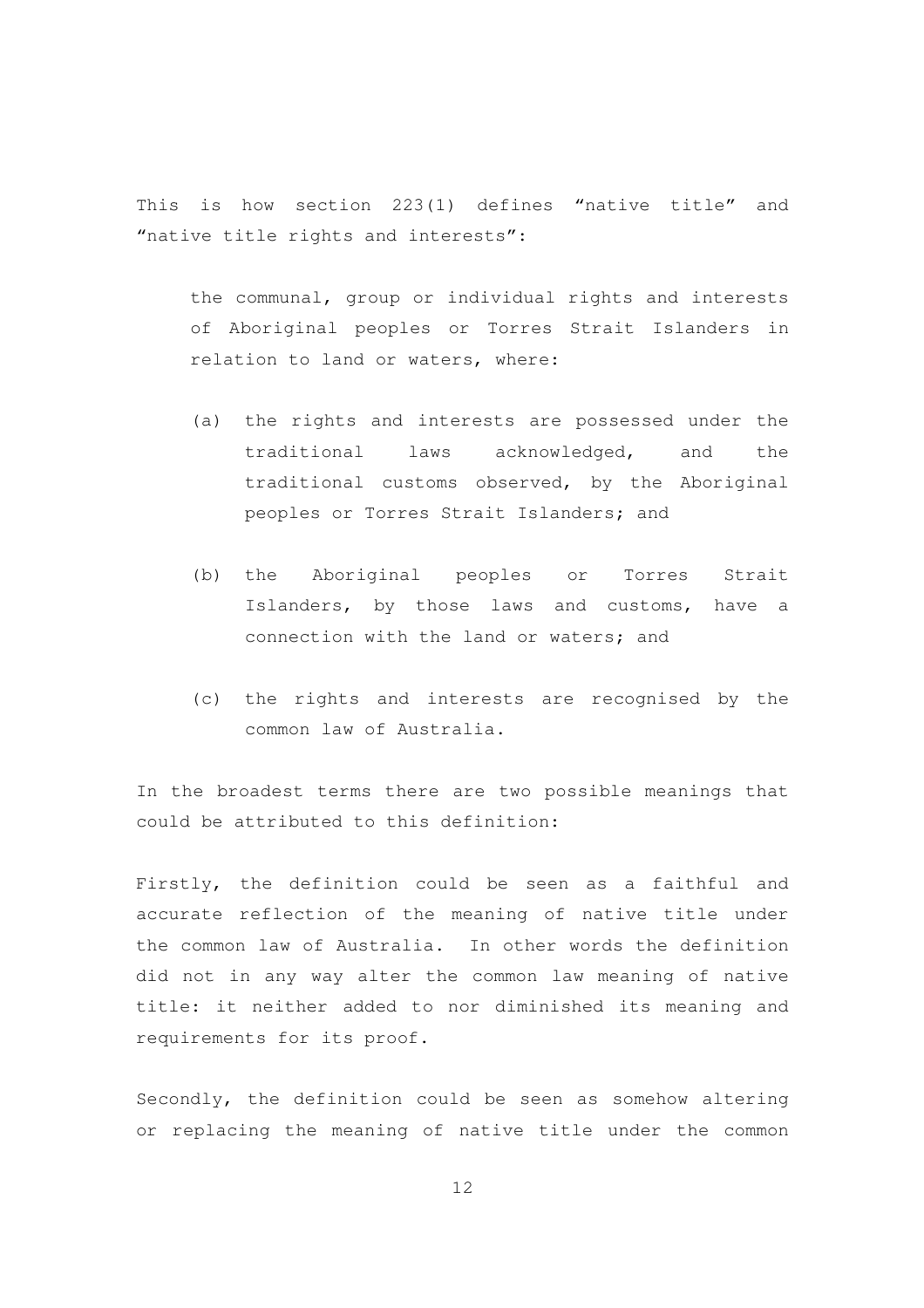This is how section 223(1) defines "native title" and "native title rights and interests":

> the communal, group or individual rights and interests of Aboriginal peoples or Torres Strait Islanders in relation to land or waters, where:
>
> (a) the rights and interests are possessed under the traditional laws acknowledged, and the traditional customs observed, by the Aboriginal peoples or Torres Strait Islanders; and
>
> (b) the Aboriginal peoples or Torres Strait Islanders, by those laws and customs, have a connection with the land or waters; and
>
> (c) the rights and interests are recognised by the common law of Australia.

In the broadest terms there are two possible meanings that could be attributed to this definition:

Firstly, the definition could be seen as a faithful and accurate reflection of the meaning of native title under the common law of Australia. In other words the definition did not in any way alter the common law meaning of native title: it neither added to nor diminished its meaning and requirements for its proof.

Secondly, the definition could be seen as somehow altering or replacing the meaning of native title under the common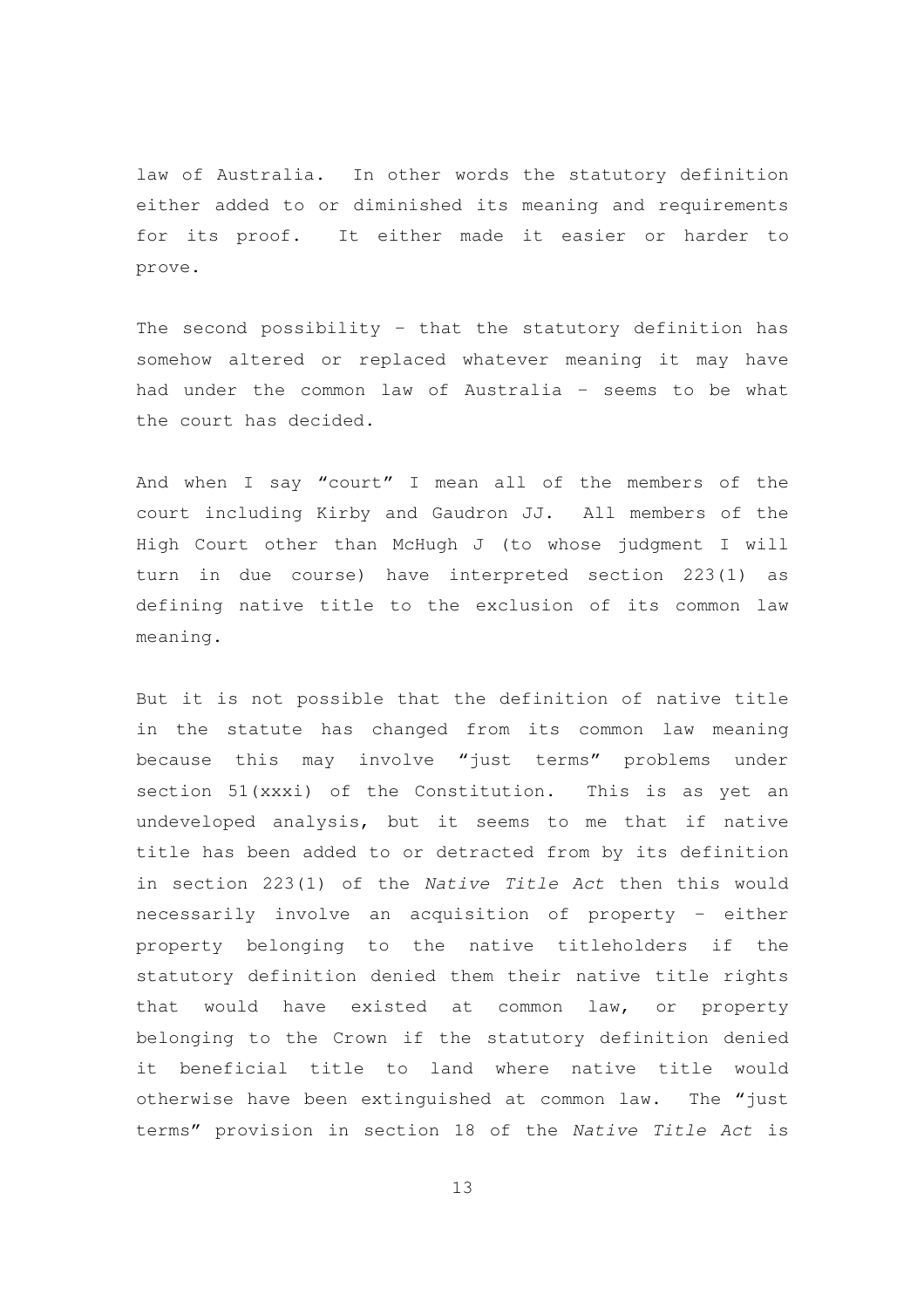law of Australia. In other words the statutory definition either added to or diminished its meaning and requirements for its proof. It either made it easier or harder to prove.

The second possibility – that the statutory definition has somehow altered or replaced whatever meaning it may have had under the common law of Australia – seems to be what the court has decided.

And when I say "court" I mean all of the members of the court including Kirby and Gaudron JJ. All members of the High Court other than McHugh J (to whose judgment I will turn in due course) have interpreted section 223(1) as defining native title to the exclusion of its common law meaning.

But it is not possible that the definition of native title in the statute has changed from its common law meaning because this may involve "just terms" problems under section 51(xxxi) of the Constitution. This is as yet an undeveloped analysis, but it seems to me that if native title has been added to or detracted from by its definition in section 223(1) of the *Native Title Act* then this would necessarily involve an acquisition of property – either property belonging to the native titleholders if the statutory definition denied them their native title rights that would have existed at common law, or property belonging to the Crown if the statutory definition denied it beneficial title to land where native title would otherwise have been extinguished at common law. The "just terms" provision in section 18 of the *Native Title Act* is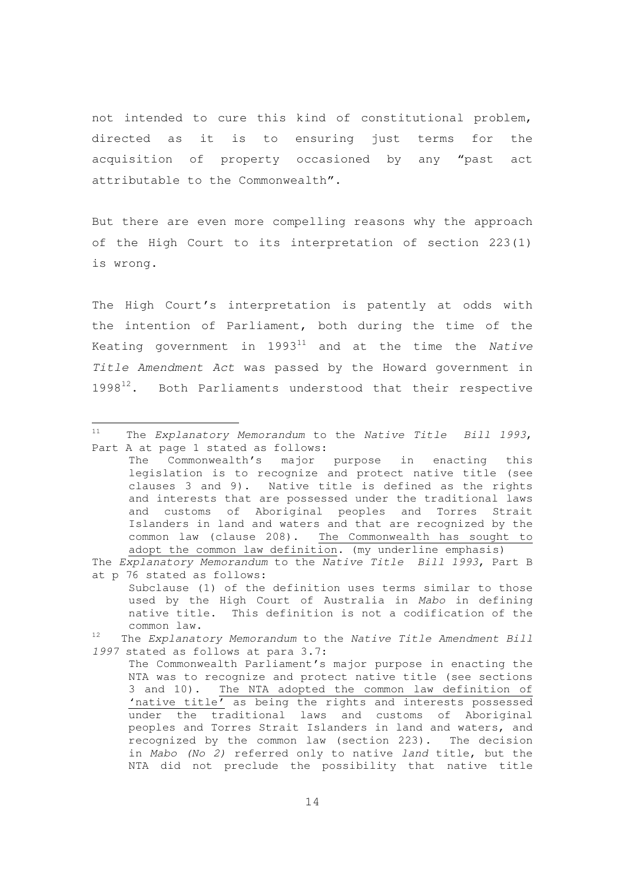not intended to cure this kind of constitutional problem, directed as it is to ensuring just terms for the acquisition of property occasioned by any "past act attributable to the Commonwealth".

But there are even more compelling reasons why the approach of the High Court to its interpretation of section 223(1) is wrong.

The High Court's interpretation is patently at odds with the intention of Parliament, both during the time of the Keating government in 1993[11] and at the time the *Native Title Amendment Act* was passed by the Howard government in 1998[12]. Both Parliaments understood that their respective

---

[11] The *Explanatory Memorandum* to the *Native Title Bill 1993*, Part A at page 1 stated as follows:

> The Commonwealth's major purpose in enacting this legislation is to recognize and protect native title (see clauses 3 and 9). Native title is defined as the rights and interests that are possessed under the traditional laws and customs of Aboriginal peoples and Torres Strait Islanders in land and waters and that are recognized by the common law (clause 208). <u>The Commonwealth has sought to adopt the common law definition</u>. (my underline emphasis)

The *Explanatory Memorandum* to the *Native Title Bill 1993*, Part B at p 76 stated as follows:

> Subclause (1) of the definition uses terms similar to those used by the High Court of Australia in *Mabo* in defining native title. This definition is not a codification of the common law.

[12] The *Explanatory Memorandum* to the *Native Title Amendment Bill 1997* stated as follows at para 3.7:

> The Commonwealth Parliament's major purpose in enacting the NTA was to recognize and protect native title (see sections 3 and 10). <u>The NTA adopted the common law definition of 'native title'</u> as being the rights and interests possessed under the traditional laws and customs of Aboriginal peoples and Torres Strait Islanders in land and waters, and recognized by the common law (section 223). The decision in *Mabo (No 2)* referred only to native *land* title, but the NTA did not preclude the possibility that native title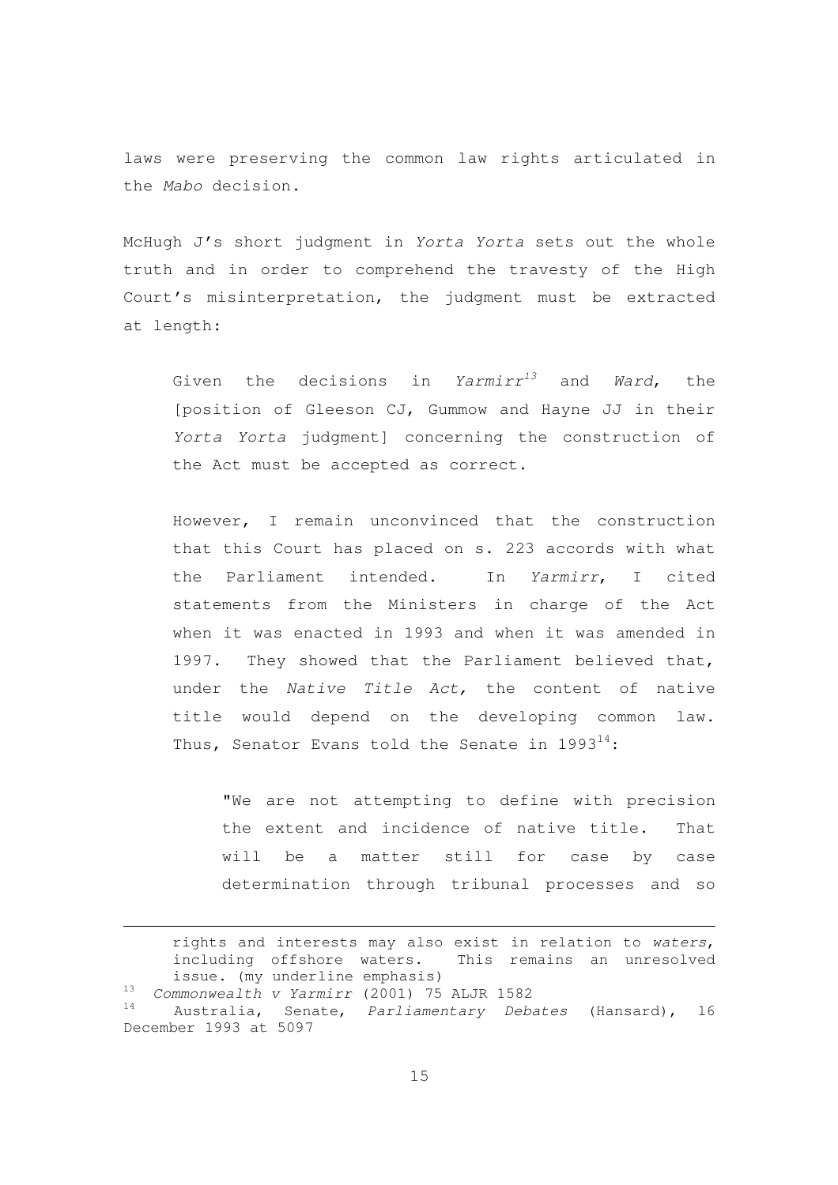laws were preserving the common law rights articulated in the *Mabo* decision.

McHugh J's short judgment in *Yorta Yorta* sets out the whole truth and in order to comprehend the travesty of the High Court's misinterpretation, the judgment must be extracted at length:

> Given the decisions in *Yarmirr*[13] and *Ward*, the [position of Gleeson CJ, Gummow and Hayne JJ in their *Yorta Yorta* judgment] concerning the construction of the Act must be accepted as correct.
>
> However, I remain unconvinced that the construction that this Court has placed on s. 223 accords with what the Parliament intended. In *Yarmirr*, I cited statements from the Ministers in charge of the Act when it was enacted in 1993 and when it was amended in 1997. They showed that the Parliament believed that, under the *Native Title Act,* the content of native title would depend on the developing common law. Thus, Senator Evans told the Senate in 1993[14]:
>
> > "We are not attempting to define with precision the extent and incidence of native title. That will be a matter still for case by case determination through tribunal processes and so

---

rights and interests may also exist in relation to *waters*, including offshore waters. This remains an unresolved issue. (my underline emphasis)

[13] *Commonwealth v Yarmirr* (2001) 75 ALJR 1582

[14] Australia, Senate, *Parliamentary Debates* (Hansard), 16 December 1993 at 5097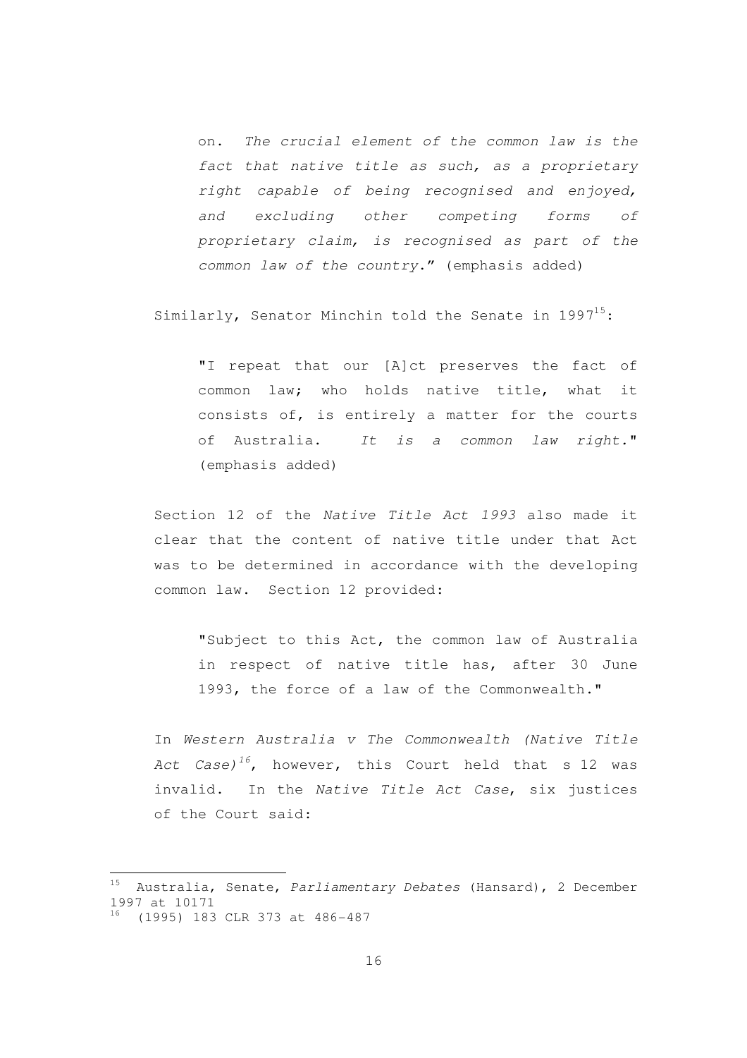> on. *The crucial element of the common law is the fact that native title as such, as a proprietary right capable of being recognised and enjoyed, and excluding other competing forms of proprietary claim, is recognised as part of the common law of the country.*" (emphasis added)

Similarly, Senator Minchin told the Senate in 1997[15]:

> "I repeat that our [A]ct preserves the fact of common law; who holds native title, what it consists of, is entirely a matter for the courts of Australia. *It is a common law right.*" (emphasis added)

Section 12 of the *Native Title Act 1993* also made it clear that the content of native title under that Act was to be determined in accordance with the developing common law. Section 12 provided:

> "Subject to this Act, the common law of Australia in respect of native title has, after 30 June 1993, the force of a law of the Commonwealth."

In *Western Australia v The Commonwealth (Native Title Act Case)*[16], however, this Court held that s 12 was invalid. In the *Native Title Act Case*, six justices of the Court said:

---

[15] Australia, Senate, *Parliamentary Debates* (Hansard), 2 December 1997 at 10171

[16] (1995) 183 CLR 373 at 486-487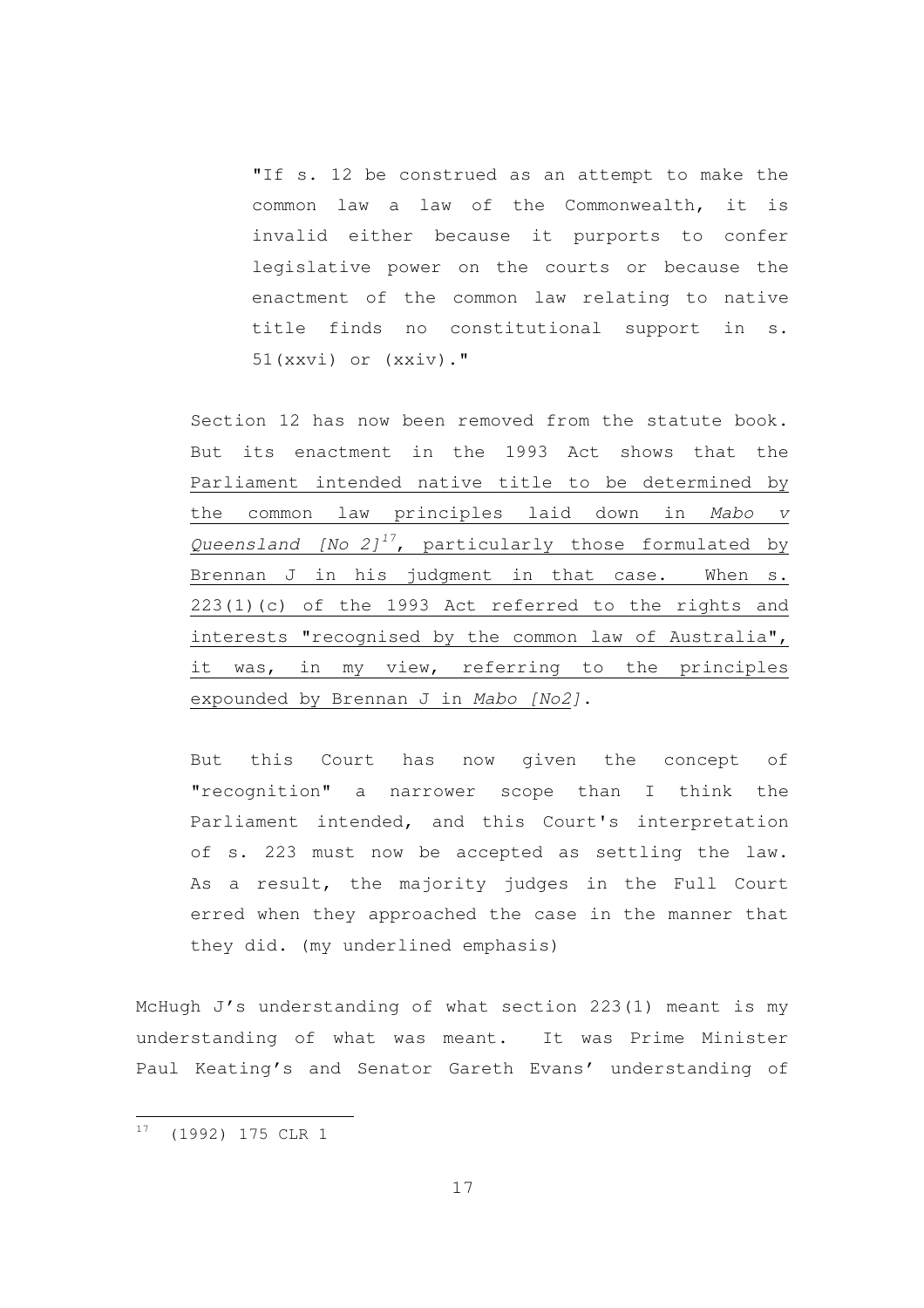> "If s. 12 be construed as an attempt to make the common law a law of the Commonwealth, it is invalid either because it purports to confer legislative power on the courts or because the enactment of the common law relating to native title finds no constitutional support in s. 51(xxvi) or (xxiv)."

> Section 12 has now been removed from the statute book. But its enactment in the 1993 Act shows that the <u>Parliament intended native title to be determined by the common law principles laid down in *Mabo v Queensland [No 2]*[17], particularly those formulated by Brennan J in his judgment in that case. When s. 223(1)(c) of the 1993 Act referred to the rights and interests "recognised by the common law of Australia", it was, in my view, referring to the principles expounded by Brennan J in *Mabo [No2]*</u>.

> But this Court has now given the concept of "recognition" a narrower scope than I think the Parliament intended, and this Court's interpretation of s. 223 must now be accepted as settling the law. As a result, the majority judges in the Full Court erred when they approached the case in the manner that they did. (my underlined emphasis)

McHugh J's understanding of what section 223(1) meant is my understanding of what was meant. It was Prime Minister Paul Keating's and Senator Gareth Evans' understanding of

---

[17] (1992) 175 CLR 1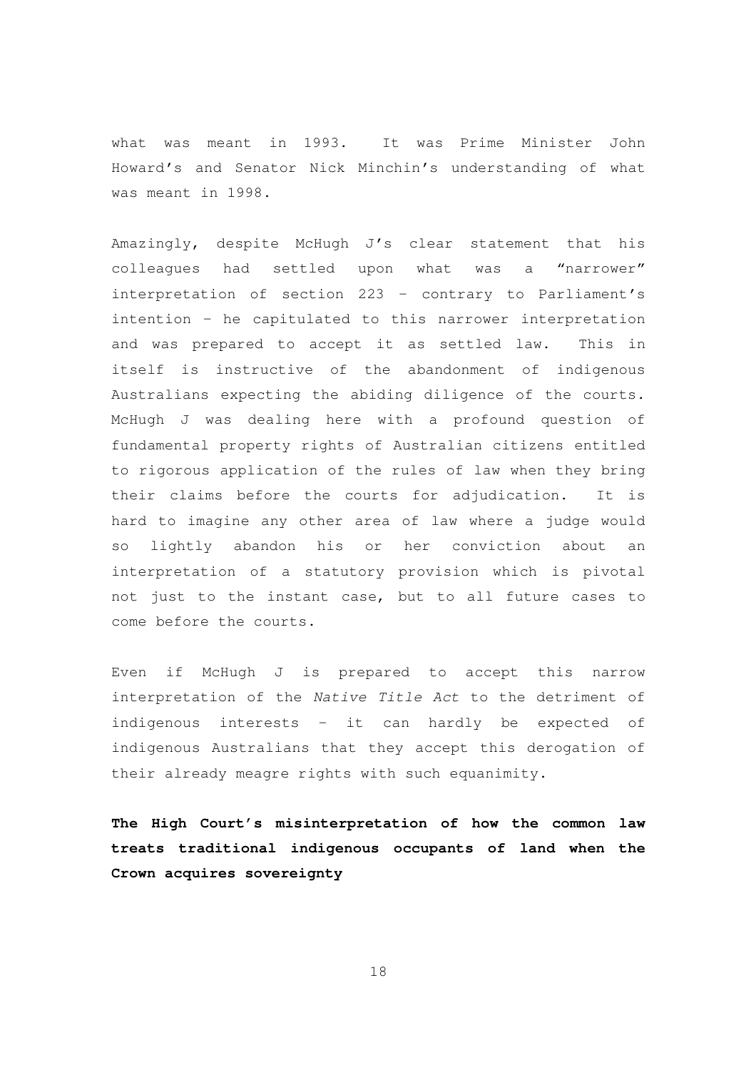what was meant in 1993. It was Prime Minister John Howard's and Senator Nick Minchin's understanding of what was meant in 1998.

Amazingly, despite McHugh J's clear statement that his colleagues had settled upon what was a "narrower" interpretation of section 223 – contrary to Parliament's intention – he capitulated to this narrower interpretation and was prepared to accept it as settled law. This in itself is instructive of the abandonment of indigenous Australians expecting the abiding diligence of the courts. McHugh J was dealing here with a profound question of fundamental property rights of Australian citizens entitled to rigorous application of the rules of law when they bring their claims before the courts for adjudication. It is hard to imagine any other area of law where a judge would so lightly abandon his or her conviction about an interpretation of a statutory provision which is pivotal not just to the instant case, but to all future cases to come before the courts.

Even if McHugh J is prepared to accept this narrow interpretation of the *Native Title Act* to the detriment of indigenous interests – it can hardly be expected of indigenous Australians that they accept this derogation of their already meagre rights with such equanimity.

**The High Court's misinterpretation of how the common law treats traditional indigenous occupants of land when the Crown acquires sovereignty**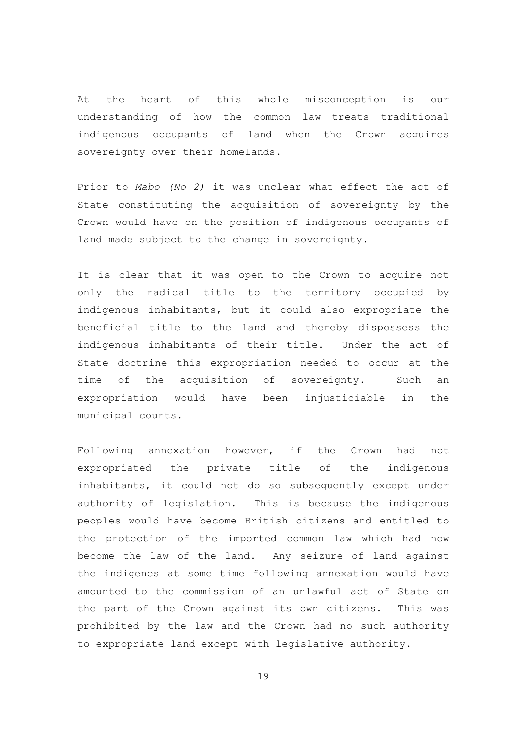At the heart of this whole misconception is our understanding of how the common law treats traditional indigenous occupants of land when the Crown acquires sovereignty over their homelands.

Prior to *Mabo (No 2)* it was unclear what effect the act of State constituting the acquisition of sovereignty by the Crown would have on the position of indigenous occupants of land made subject to the change in sovereignty.

It is clear that it was open to the Crown to acquire not only the radical title to the territory occupied by indigenous inhabitants, but it could also expropriate the beneficial title to the land and thereby dispossess the indigenous inhabitants of their title. Under the act of State doctrine this expropriation needed to occur at the time of the acquisition of sovereignty. Such an expropriation would have been injusticiable in the municipal courts.

Following annexation however, if the Crown had not expropriated the private title of the indigenous inhabitants, it could not do so subsequently except under authority of legislation. This is because the indigenous peoples would have become British citizens and entitled to the protection of the imported common law which had now become the law of the land. Any seizure of land against the indigenes at some time following annexation would have amounted to the commission of an unlawful act of State on the part of the Crown against its own citizens. This was prohibited by the law and the Crown had no such authority to expropriate land except with legislative authority.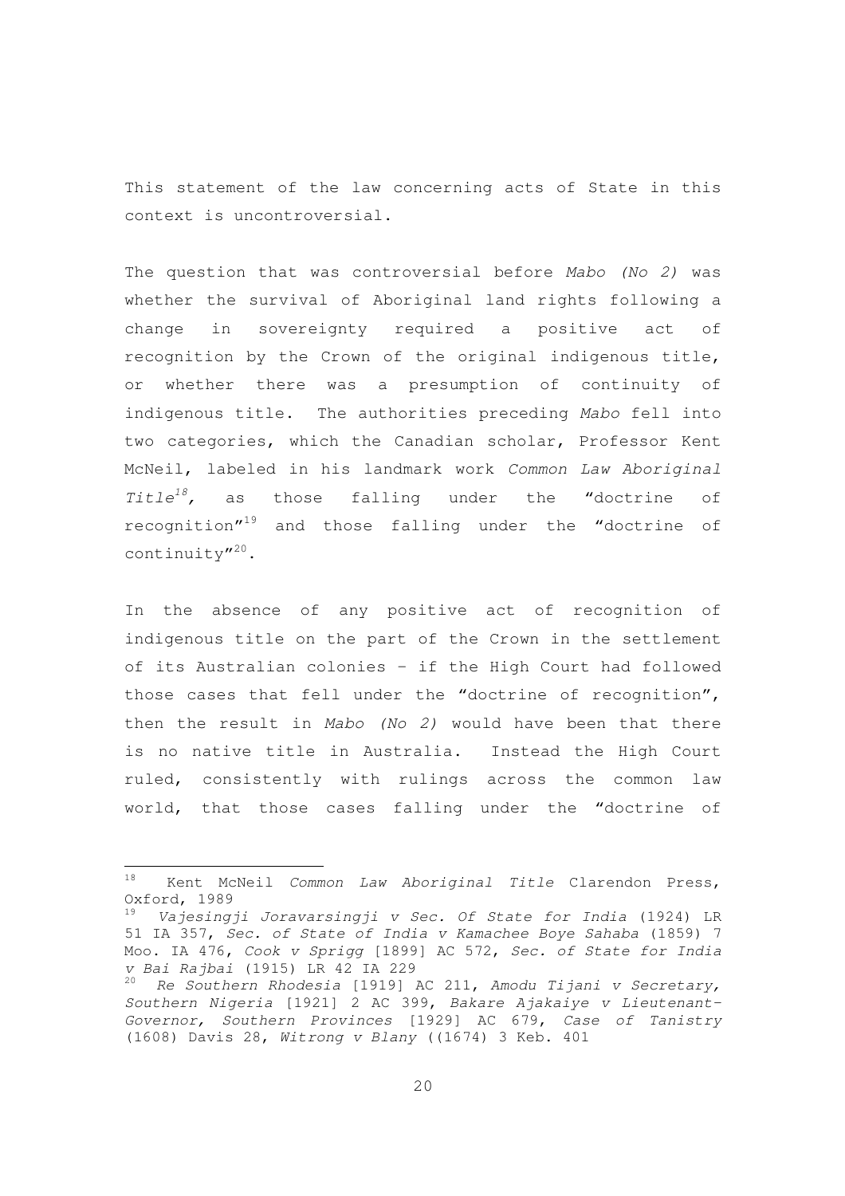This statement of the law concerning acts of State in this context is uncontroversial.

The question that was controversial before *Mabo (No 2)* was whether the survival of Aboriginal land rights following a change in sovereignty required a positive act of recognition by the Crown of the original indigenous title, or whether there was a presumption of continuity of indigenous title. The authorities preceding *Mabo* fell into two categories, which the Canadian scholar, Professor Kent McNeil, labeled in his landmark work *Common Law Aboriginal Title*[18], as those falling under the "doctrine of recognition"[19] and those falling under the "doctrine of continuity"[20].

In the absence of any positive act of recognition of indigenous title on the part of the Crown in the settlement of its Australian colonies – if the High Court had followed those cases that fell under the "doctrine of recognition", then the result in *Mabo (No 2)* would have been that there is no native title in Australia. Instead the High Court ruled, consistently with rulings across the common law world, that those cases falling under the "doctrine of

---

[18] Kent McNeil *Common Law Aboriginal Title* Clarendon Press, Oxford, 1989

[19] *Vajesingji Joravarsingji v Sec. Of State for India* (1924) LR 51 IA 357, *Sec. of State of India v Kamachee Boye Sahaba* (1859) 7 Moo. IA 476, *Cook v Sprigg* [1899] AC 572, *Sec. of State for India v Bai Rajbai* (1915) LR 42 IA 229

[20] *Re Southern Rhodesia* [1919] AC 211, *Amodu Tijani v Secretary, Southern Nigeria* [1921] 2 AC 399, *Bakare Ajakaiye v Lieutenant-Governor, Southern Provinces* [1929] AC 679, *Case of Tanistry* (1608) Davis 28, *Witrong v Blany* ((1674) 3 Keb. 401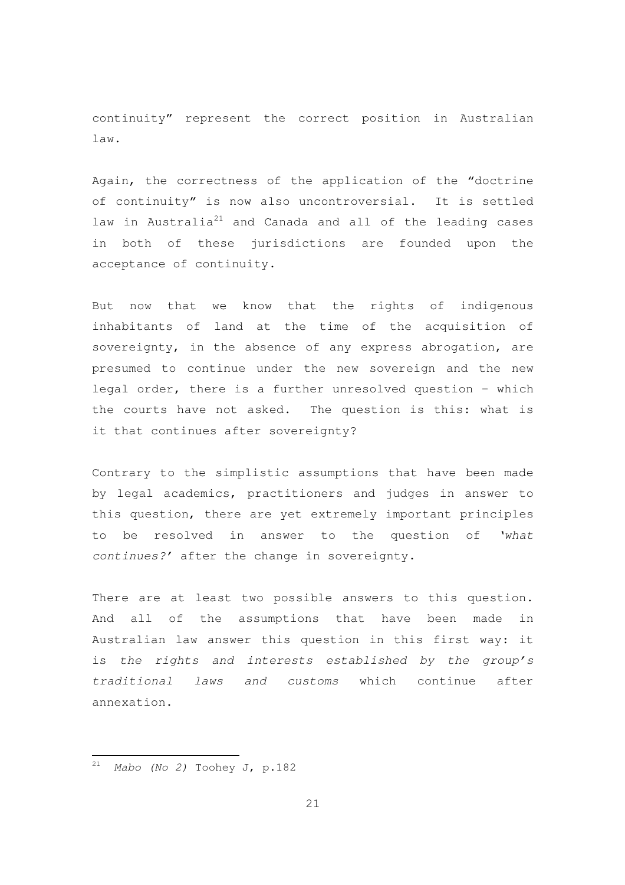continuity" represent the correct position in Australian law.

Again, the correctness of the application of the "doctrine of continuity" is now also uncontroversial. It is settled law in Australia[21] and Canada and all of the leading cases in both of these jurisdictions are founded upon the acceptance of continuity.

But now that we know that the rights of indigenous inhabitants of land at the time of the acquisition of sovereignty, in the absence of any express abrogation, are presumed to continue under the new sovereign and the new legal order, there is a further unresolved question – which the courts have not asked. The question is this: what is it that continues after sovereignty?

Contrary to the simplistic assumptions that have been made by legal academics, practitioners and judges in answer to this question, there are yet extremely important principles to be resolved in answer to the question of '*what continues?*' after the change in sovereignty.

There are at least two possible answers to this question. And all of the assumptions that have been made in Australian law answer this question in this first way: it is *the rights and interests established by the group's traditional laws and customs* which continue after annexation.

---

[21] *Mabo (No 2)* Toohey J, p.182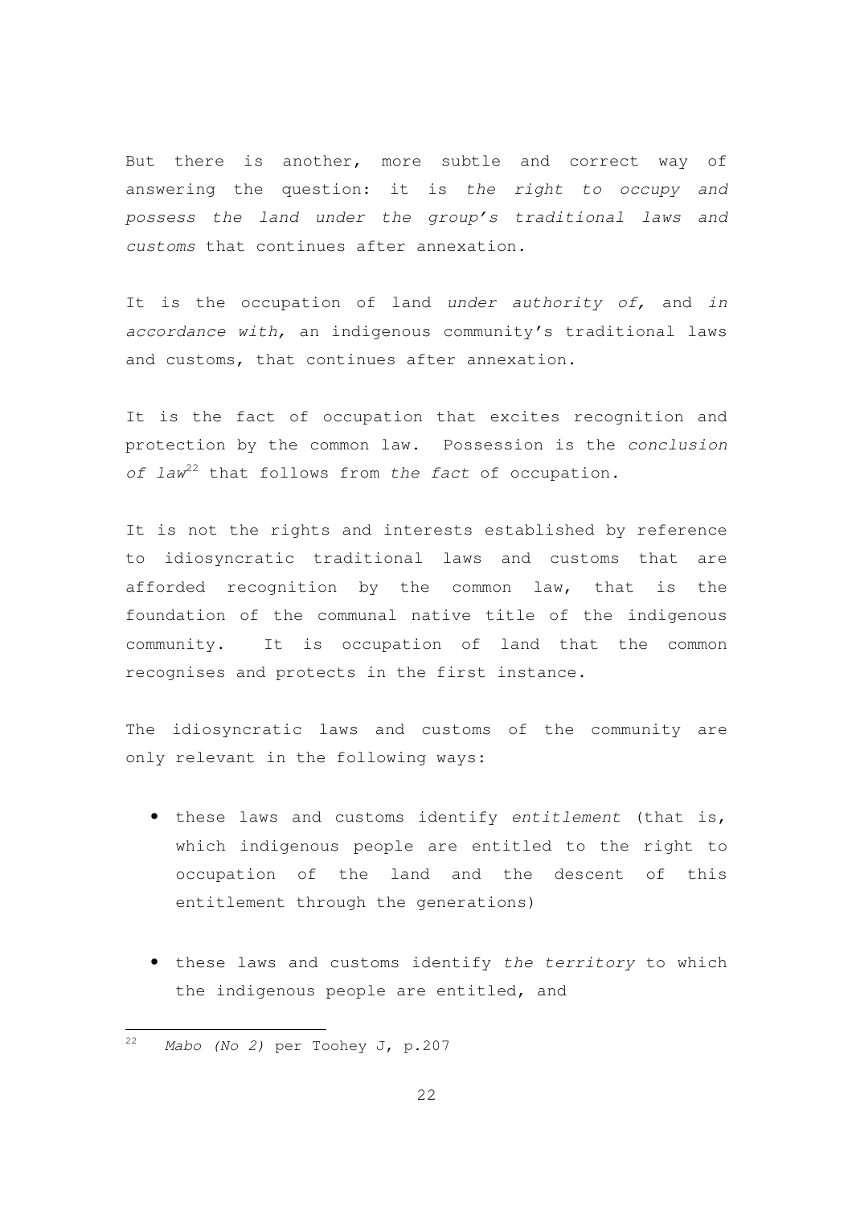But there is another, more subtle and correct way of answering the question: it is *the right to occupy and possess the land under the group's traditional laws and customs* that continues after annexation.

It is the occupation of land *under authority of,* and *in accordance with,* an indigenous community's traditional laws and customs, that continues after annexation.

It is the fact of occupation that excites recognition and protection by the common law. Possession is the *conclusion of law*[22] that follows from *the fact* of occupation.

It is not the rights and interests established by reference to idiosyncratic traditional laws and customs that are afforded recognition by the common law, that is the foundation of the communal native title of the indigenous community. It is occupation of land that the common recognises and protects in the first instance.

The idiosyncratic laws and customs of the community are only relevant in the following ways:

- these laws and customs identify *entitlement* (that is, which indigenous people are entitled to the right to occupation of the land and the descent of this entitlement through the generations)

- these laws and customs identify *the territory* to which the indigenous people are entitled, and

---

[22] *Mabo (No 2)* per Toohey J, p.207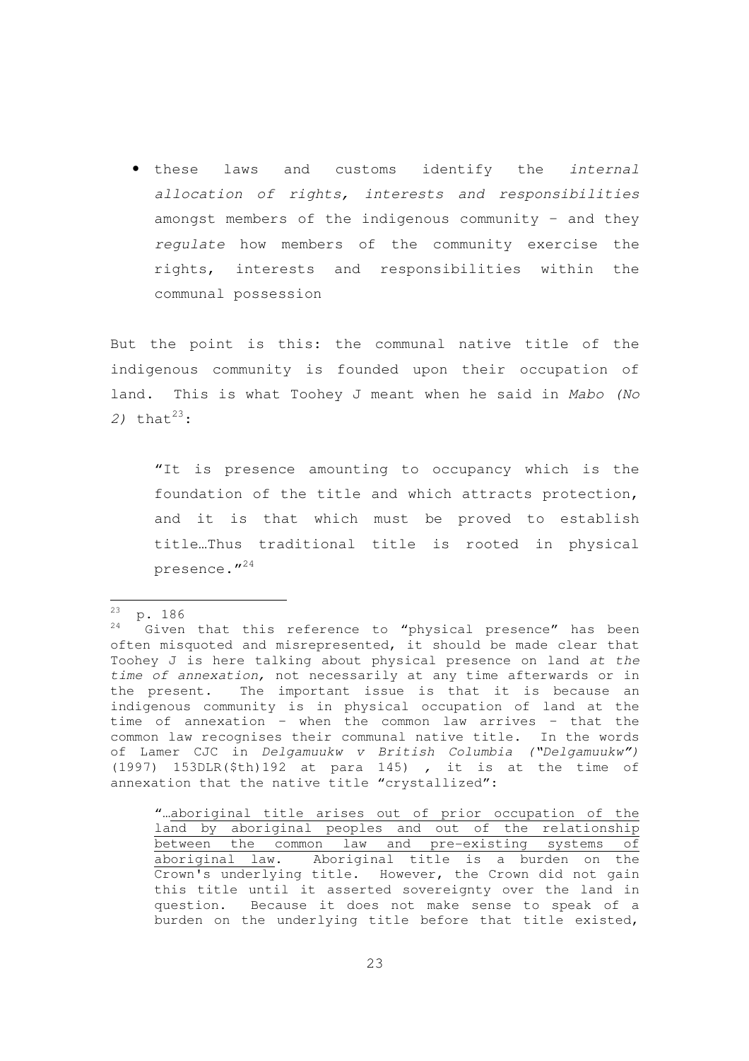- these laws and customs identify the *internal allocation of rights, interests and responsibilities* amongst members of the indigenous community – and they *regulate* how members of the community exercise the rights, interests and responsibilities within the communal possession

But the point is this: the communal native title of the indigenous community is founded upon their occupation of land. This is what Toohey J meant when he said in *Mabo (No 2)* that[23]:

> "It is presence amounting to occupancy which is the foundation of the title and which attracts protection, and it is that which must be proved to establish title…Thus traditional title is rooted in physical presence."[24]

---

[23] p. 186

[24] Given that this reference to "physical presence" has been often misquoted and misrepresented, it should be made clear that Toohey J is here talking about physical presence on land *at the time of annexation,* not necessarily at any time afterwards or in the present. The important issue is that it is because an indigenous community is in physical occupation of land at the time of annexation – when the common law arrives – that the common law recognises their communal native title. In the words of Lamer CJC in *Delgamuukw v British Columbia ("Delgamuukw")* (1997) 153DLR($th)192 at para 145) , it is at the time of annexation that the native title "crystallized":

> "…aboriginal title arises out of prior occupation of the land by aboriginal peoples and out of the relationship between the common law and pre-existing systems of aboriginal law. Aboriginal title is a burden on the Crown's underlying title. However, the Crown did not gain this title until it asserted sovereignty over the land in question. Because it does not make sense to speak of a burden on the underlying title before that title existed,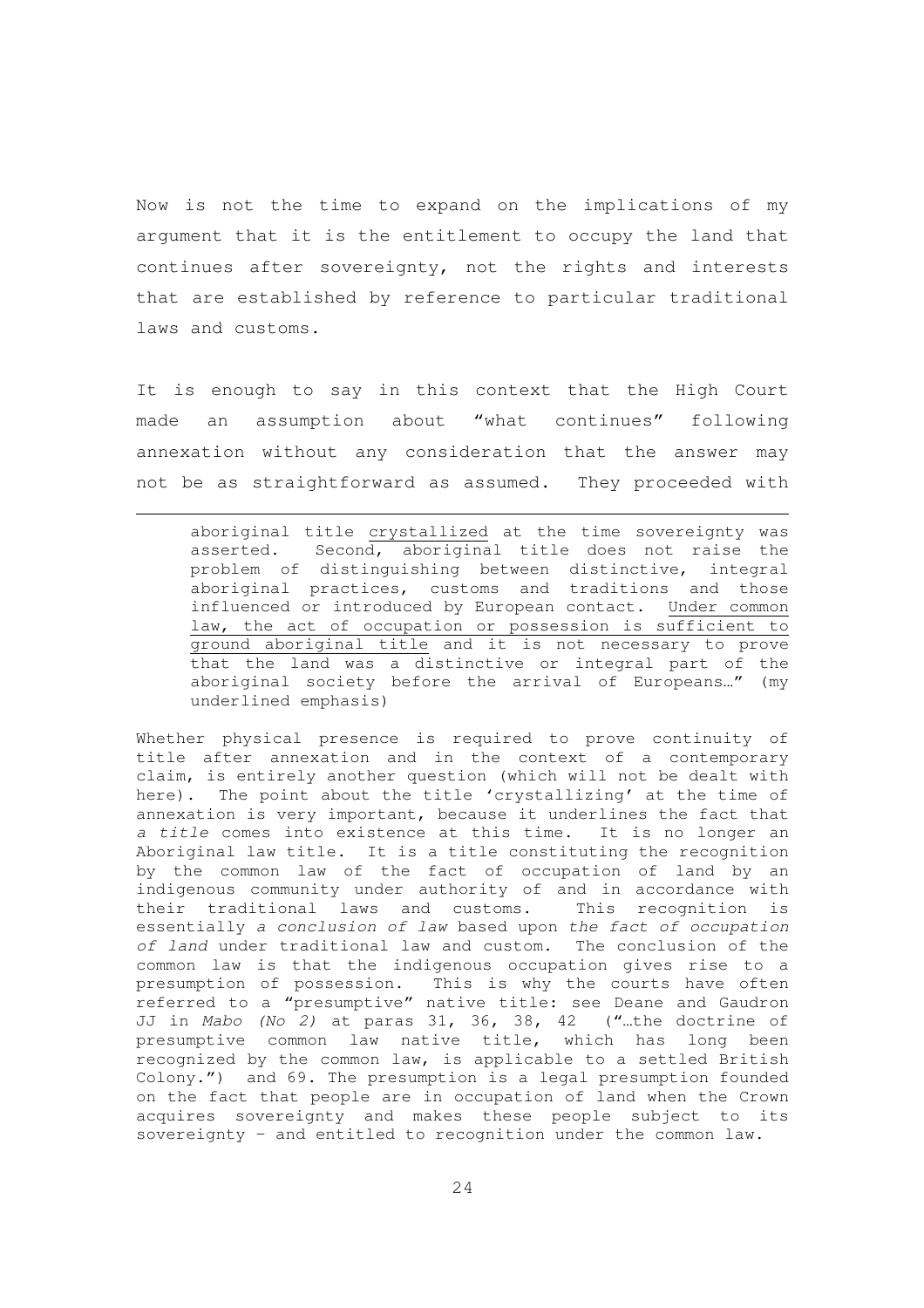Now is not the time to expand on the implications of my argument that it is the entitlement to occupy the land that continues after sovereignty, not the rights and interests that are established by reference to particular traditional laws and customs.

It is enough to say in this context that the High Court made an assumption about "what continues" following annexation without any consideration that the answer may not be as straightforward as assumed. They proceeded with

---

> aboriginal title crystallized at the time sovereignty was asserted. Second, aboriginal title does not raise the problem of distinguishing between distinctive, integral aboriginal practices, customs and traditions and those influenced or introduced by European contact. Under common law, the act of occupation or possession is sufficient to ground aboriginal title and it is not necessary to prove that the land was a distinctive or integral part of the aboriginal society before the arrival of Europeans…" (my underlined emphasis)

Whether physical presence is required to prove continuity of title after annexation and in the context of a contemporary claim, is entirely another question (which will not be dealt with here). The point about the title 'crystallizing' at the time of annexation is very important, because it underlines the fact that *a title* comes into existence at this time. It is no longer an Aboriginal law title. It is a title constituting the recognition by the common law of the fact of occupation of land by an indigenous community under authority of and in accordance with their traditional laws and customs. This recognition is essentially *a conclusion of law* based upon *the fact of occupation of land* under traditional law and custom. The conclusion of the common law is that the indigenous occupation gives rise to a presumption of possession. This is why the courts have often referred to a "presumptive" native title: see Deane and Gaudron JJ in *Mabo (No 2)* at paras 31, 36, 38, 42 ("…the doctrine of presumptive common law native title, which has long been recognized by the common law, is applicable to a settled British Colony.") and 69. The presumption is a legal presumption founded on the fact that people are in occupation of land when the Crown acquires sovereignty and makes these people subject to its sovereignty – and entitled to recognition under the common law.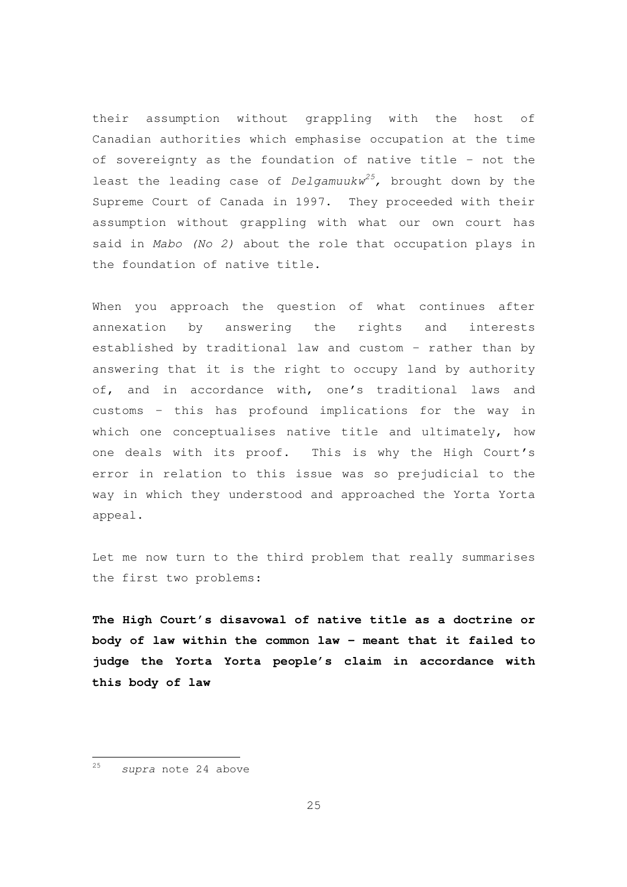their assumption without grappling with the host of Canadian authorities which emphasise occupation at the time of sovereignty as the foundation of native title – not the least the leading case of *Delgamuukw*[25], brought down by the Supreme Court of Canada in 1997. They proceeded with their assumption without grappling with what our own court has said in *Mabo (No 2)* about the role that occupation plays in the foundation of native title.

When you approach the question of what continues after annexation by answering the rights and interests established by traditional law and custom – rather than by answering that it is the right to occupy land by authority of, and in accordance with, one's traditional laws and customs – this has profound implications for the way in which one conceptualises native title and ultimately, how one deals with its proof. This is why the High Court's error in relation to this issue was so prejudicial to the way in which they understood and approached the Yorta Yorta appeal.

Let me now turn to the third problem that really summarises the first two problems:

**The High Court's disavowal of native title as a doctrine or body of law within the common law – meant that it failed to judge the Yorta Yorta people's claim in accordance with this body of law**

---

[25] *supra* note 24 above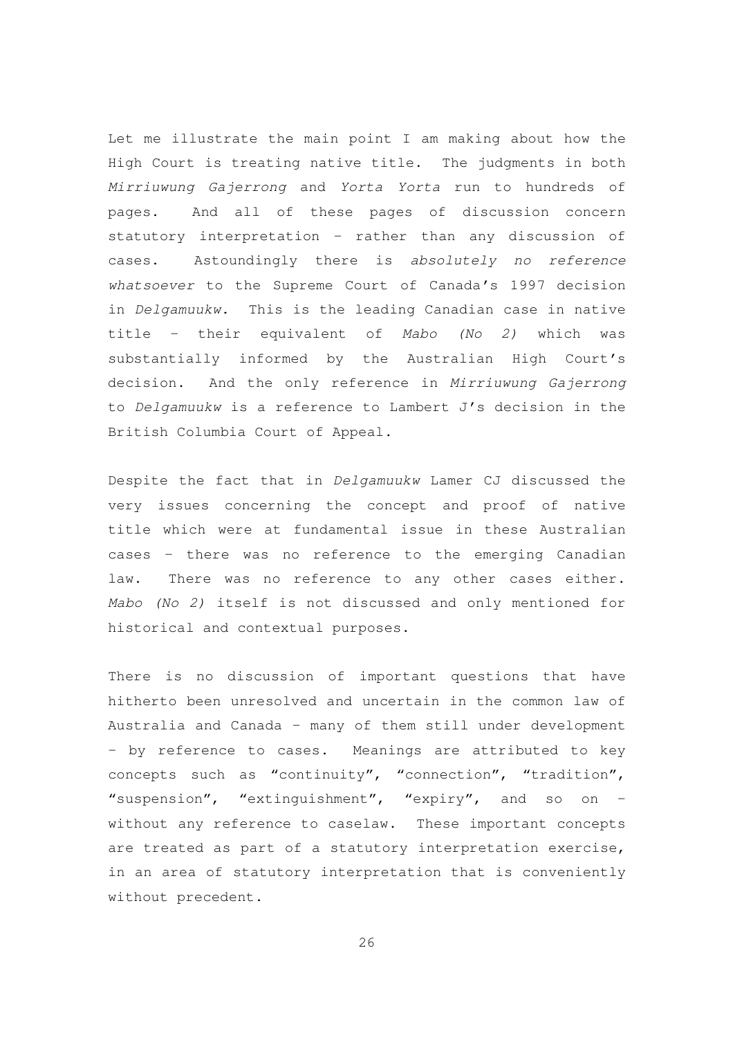Let me illustrate the main point I am making about how the High Court is treating native title. The judgments in both *Mirriuwung Gajerrong* and *Yorta Yorta* run to hundreds of pages. And all of these pages of discussion concern statutory interpretation – rather than any discussion of cases. Astoundingly there is *absolutely no reference whatsoever* to the Supreme Court of Canada's 1997 decision in *Delgamuukw.* This is the leading Canadian case in native title – their equivalent of *Mabo (No 2)* which was substantially informed by the Australian High Court's decision. And the only reference in *Mirriuwung Gajerrong* to *Delgamuukw* is a reference to Lambert J's decision in the British Columbia Court of Appeal.

Despite the fact that in *Delgamuukw* Lamer CJ discussed the very issues concerning the concept and proof of native title which were at fundamental issue in these Australian cases – there was no reference to the emerging Canadian law. There was no reference to any other cases either. *Mabo (No 2)* itself is not discussed and only mentioned for historical and contextual purposes.

There is no discussion of important questions that have hitherto been unresolved and uncertain in the common law of Australia and Canada – many of them still under development – by reference to cases. Meanings are attributed to key concepts such as "continuity", "connection", "tradition", "suspension", "extinguishment", "expiry", and so on – without any reference to caselaw. These important concepts are treated as part of a statutory interpretation exercise, in an area of statutory interpretation that is conveniently without precedent.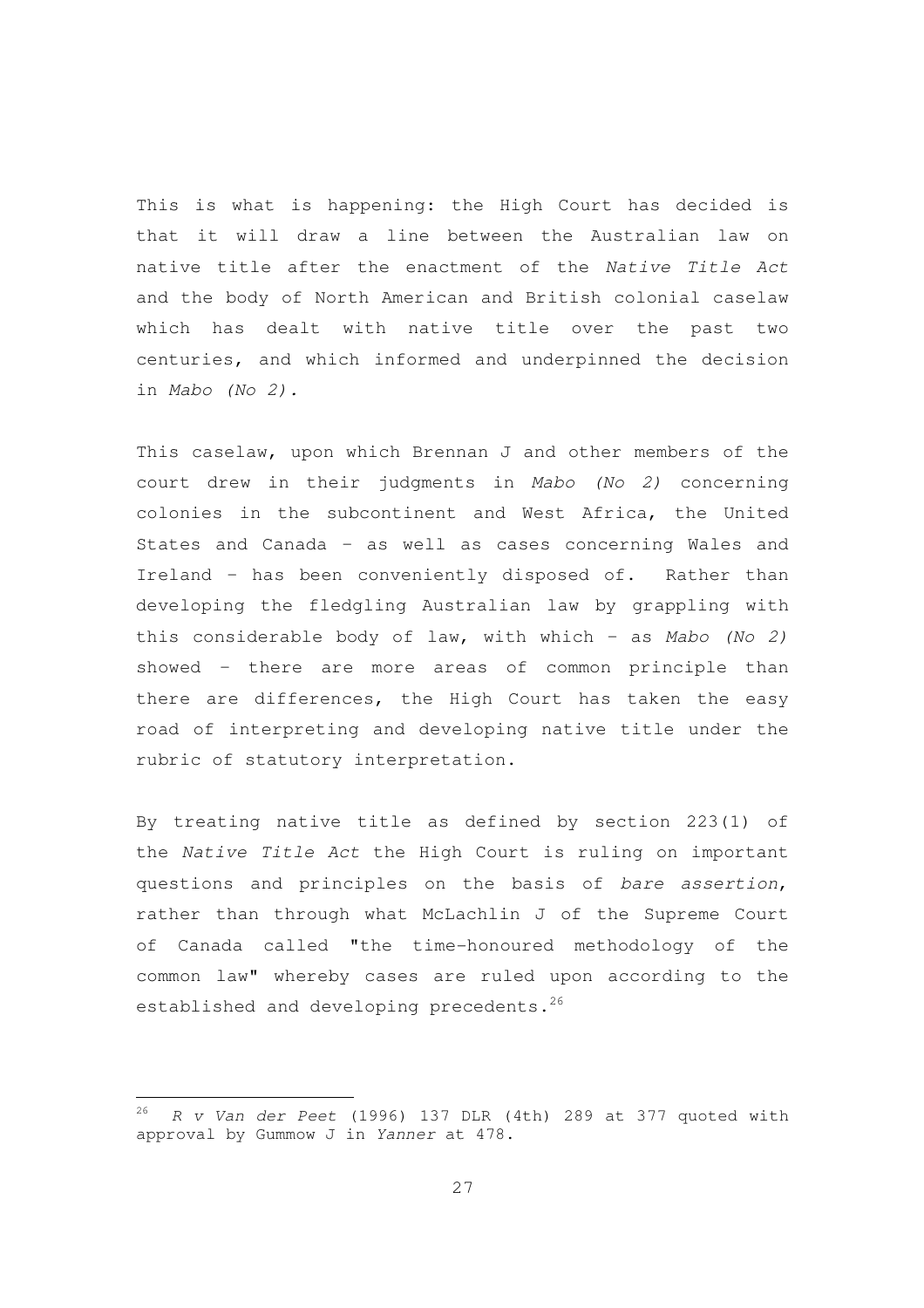This is what is happening: the High Court has decided is that it will draw a line between the Australian law on native title after the enactment of the *Native Title Act* and the body of North American and British colonial caselaw which has dealt with native title over the past two centuries, and which informed and underpinned the decision in *Mabo (No 2).*

This caselaw, upon which Brennan J and other members of the court drew in their judgments in *Mabo (No 2)* concerning colonies in the subcontinent and West Africa, the United States and Canada – as well as cases concerning Wales and Ireland – has been conveniently disposed of. Rather than developing the fledgling Australian law by grappling with this considerable body of law, with which – as *Mabo (No 2)* showed – there are more areas of common principle than there are differences, the High Court has taken the easy road of interpreting and developing native title under the rubric of statutory interpretation.

By treating native title as defined by section 223(1) of the *Native Title Act* the High Court is ruling on important questions and principles on the basis of *bare assertion*, rather than through what McLachlin J of the Supreme Court of Canada called "the time-honoured methodology of the common law" whereby cases are ruled upon according to the established and developing precedents.[26]

---

[26] *R v Van der Peet* (1996) 137 DLR (4th) 289 at 377 quoted with approval by Gummow J in *Yanner* at 478.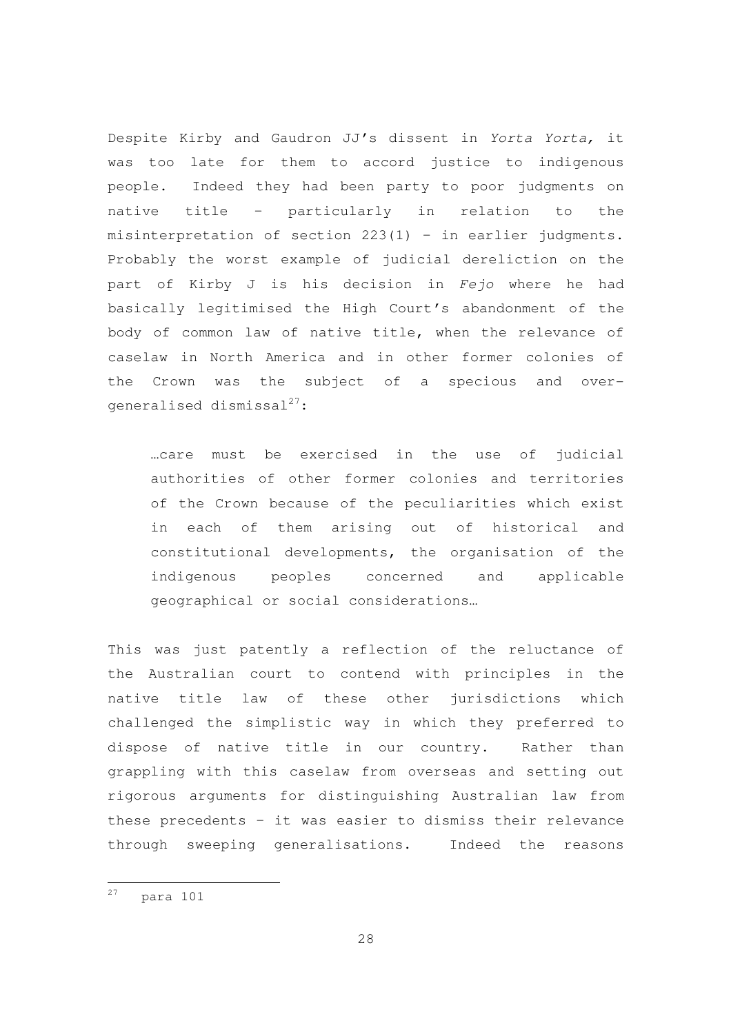Despite Kirby and Gaudron JJ's dissent in *Yorta Yorta,* it was too late for them to accord justice to indigenous people. Indeed they had been party to poor judgments on native title – particularly in relation to the misinterpretation of section 223(1) – in earlier judgments. Probably the worst example of judicial dereliction on the part of Kirby J is his decision in *Fejo* where he had basically legitimised the High Court's abandonment of the body of common law of native title, when the relevance of caselaw in North America and in other former colonies of the Crown was the subject of a specious and over-generalised dismissal[27]:

> …care must be exercised in the use of judicial authorities of other former colonies and territories of the Crown because of the peculiarities which exist in each of them arising out of historical and constitutional developments, the organisation of the indigenous peoples concerned and applicable geographical or social considerations…

This was just patently a reflection of the reluctance of the Australian court to contend with principles in the native title law of these other jurisdictions which challenged the simplistic way in which they preferred to dispose of native title in our country. Rather than grappling with this caselaw from overseas and setting out rigorous arguments for distinguishing Australian law from these precedents – it was easier to dismiss their relevance through sweeping generalisations. Indeed the reasons

---

[27] para 101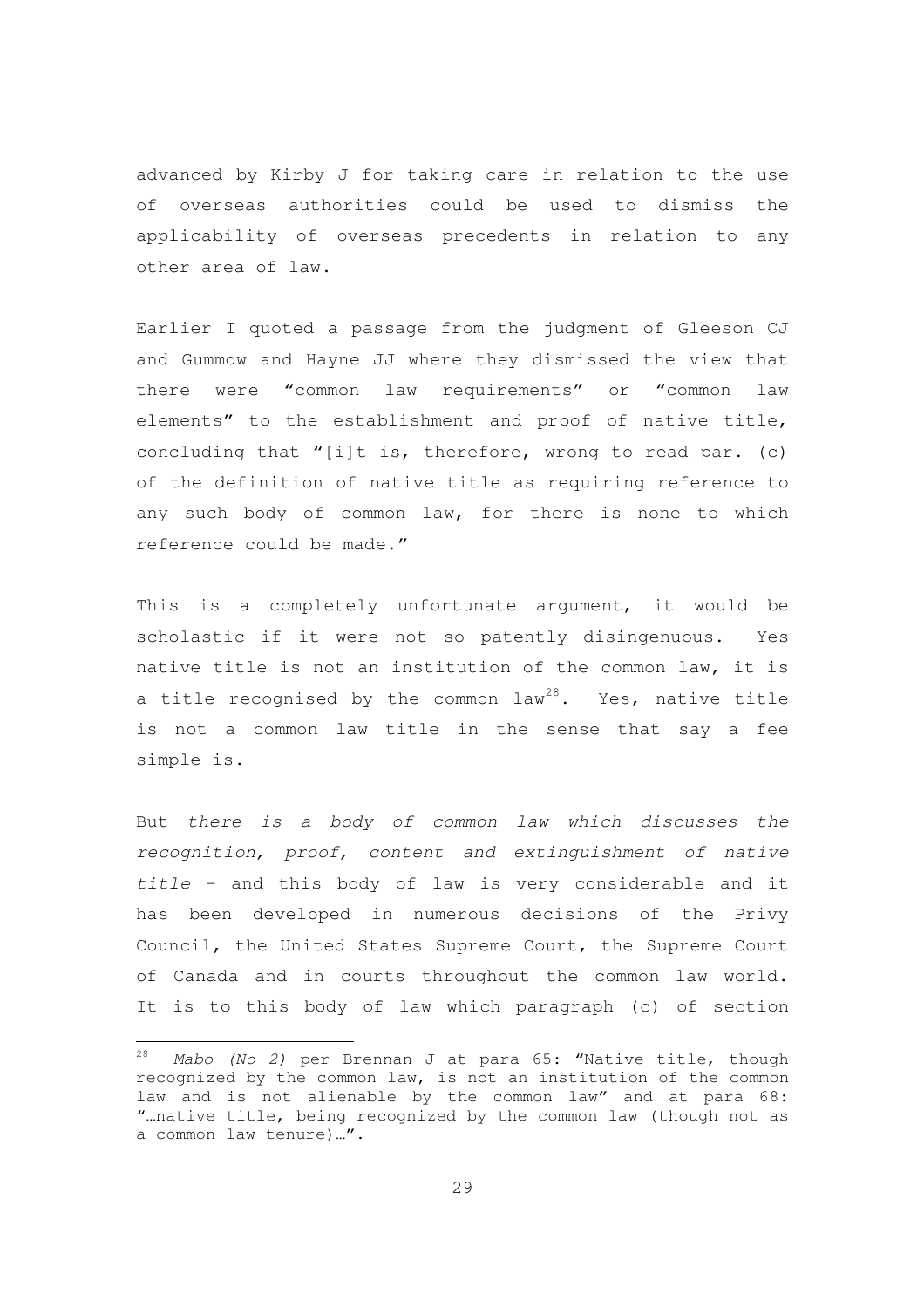advanced by Kirby J for taking care in relation to the use of overseas authorities could be used to dismiss the applicability of overseas precedents in relation to any other area of law.

Earlier I quoted a passage from the judgment of Gleeson CJ and Gummow and Hayne JJ where they dismissed the view that there were "common law requirements" or "common law elements" to the establishment and proof of native title, concluding that "[i]t is, therefore, wrong to read par. (c) of the definition of native title as requiring reference to any such body of common law, for there is none to which reference could be made."

This is a completely unfortunate argument, it would be scholastic if it were not so patently disingenuous. Yes native title is not an institution of the common law, it is a title recognised by the common law[28]. Yes, native title is not a common law title in the sense that say a fee simple is.

But *there is a body of common law which discusses the recognition, proof, content and extinguishment of native title* – and this body of law is very considerable and it has been developed in numerous decisions of the Privy Council, the United States Supreme Court, the Supreme Court of Canada and in courts throughout the common law world. It is to this body of law which paragraph (c) of section

---

[28] *Mabo (No 2)* per Brennan J at para 65: "Native title, though recognized by the common law, is not an institution of the common law and is not alienable by the common law" and at para 68: "…native title, being recognized by the common law (though not as a common law tenure)…".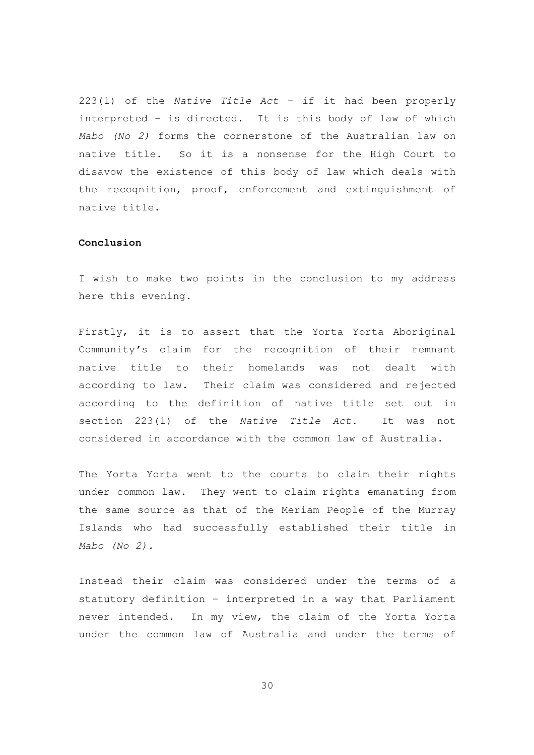223(1) of the *Native Title Act* – if it had been properly interpreted – is directed. It is this body of law of which *Mabo (No 2)* forms the cornerstone of the Australian law on native title. So it is a nonsense for the High Court to disavow the existence of this body of law which deals with the recognition, proof, enforcement and extinguishment of native title.

**Conclusion**

I wish to make two points in the conclusion to my address here this evening.

Firstly, it is to assert that the Yorta Yorta Aboriginal Community's claim for the recognition of their remnant native title to their homelands was not dealt with according to law. Their claim was considered and rejected according to the definition of native title set out in section 223(1) of the *Native Title Act.* It was not considered in accordance with the common law of Australia.

The Yorta Yorta went to the courts to claim their rights under common law. They went to claim rights emanating from the same source as that of the Meriam People of the Murray Islands who had successfully established their title in *Mabo (No 2).*

Instead their claim was considered under the terms of a statutory definition – interpreted in a way that Parliament never intended. In my view, the claim of the Yorta Yorta under the common law of Australia and under the terms of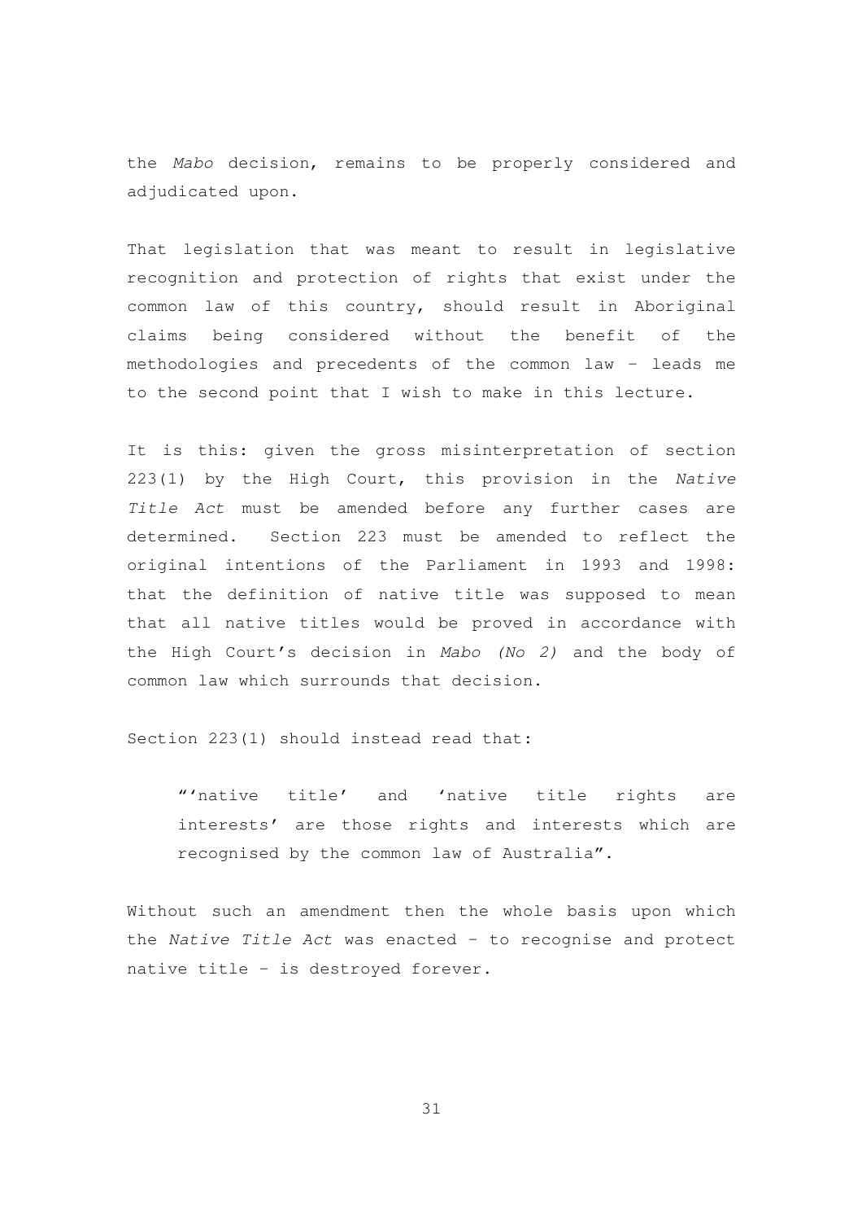the *Mabo* decision, remains to be properly considered and adjudicated upon.

That legislation that was meant to result in legislative recognition and protection of rights that exist under the common law of this country, should result in Aboriginal claims being considered without the benefit of the methodologies and precedents of the common law – leads me to the second point that I wish to make in this lecture.

It is this: given the gross misinterpretation of section 223(1) by the High Court, this provision in the *Native Title Act* must be amended before any further cases are determined. Section 223 must be amended to reflect the original intentions of the Parliament in 1993 and 1998: that the definition of native title was supposed to mean that all native titles would be proved in accordance with the High Court's decision in *Mabo (No 2)* and the body of common law which surrounds that decision.

Section 223(1) should instead read that:

> "'native title' and 'native title rights are interests' are those rights and interests which are recognised by the common law of Australia".

Without such an amendment then the whole basis upon which the *Native Title Act* was enacted – to recognise and protect native title – is destroyed forever.